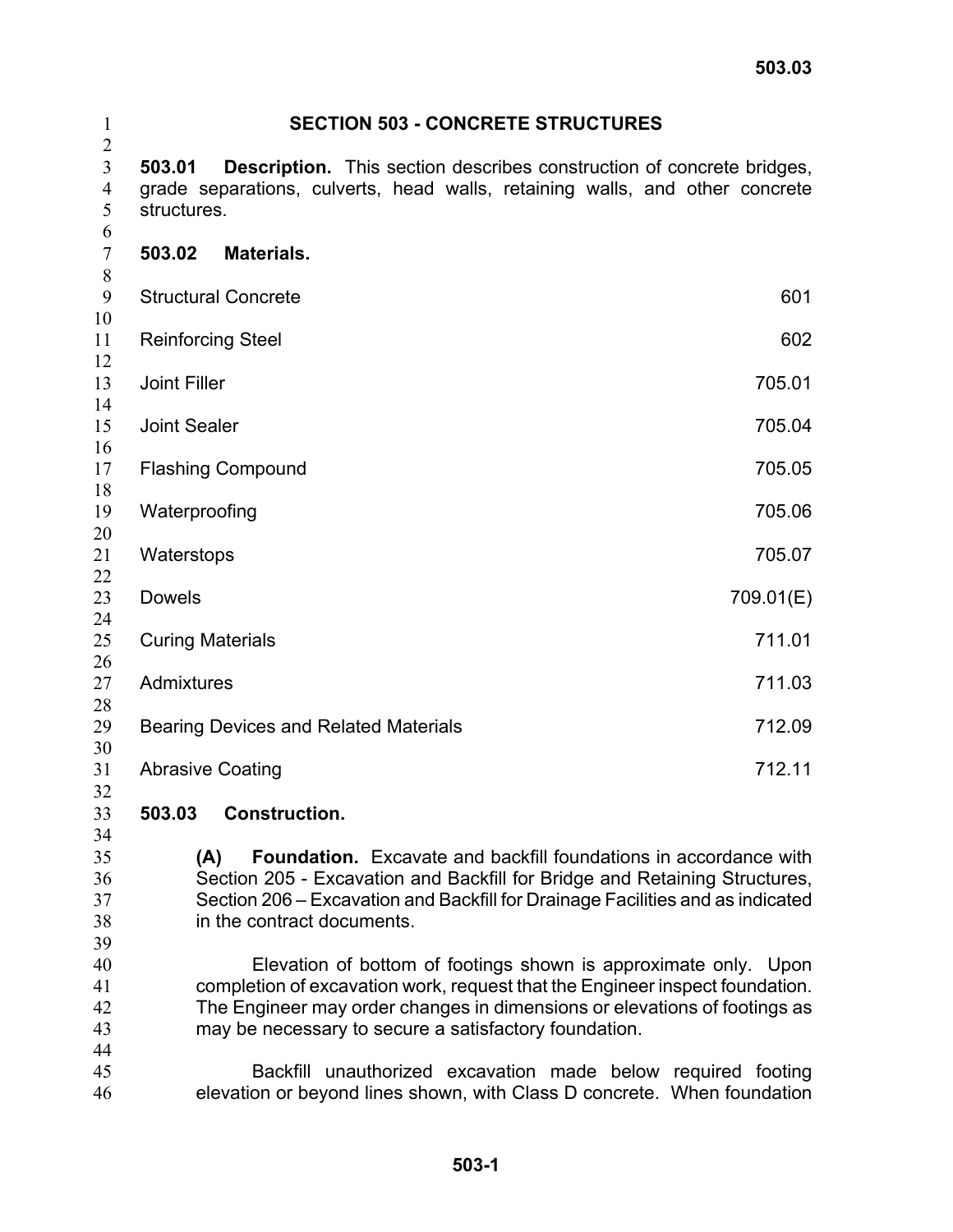# SECTION 503 - CONCRETE STRUCTURES

**503.01 Description.** This section describes construction of concrete bridges, grade separations, culverts, head walls, retaining walls, and other concrete structures.

**503.02 Materials.**

| | |
|---|---|
| Structural Concrete | 601 |
| Reinforcing Steel | 602 |
| Joint Filler | 705.01 |
| Joint Sealer | 705.04 |
| Flashing Compound | 705.05 |
| Waterproofing | 705.06 |
| Waterstops | 705.07 |
| Dowels | 709.01(E) |
| Curing Materials | 711.01 |
| Admixtures | 711.03 |
| Bearing Devices and Related Materials | 712.09 |
| Abrasive Coating | 712.11 |

**503.03 Construction.**

**(A) Foundation.** Excavate and backfill foundations in accordance with Section 205 - Excavation and Backfill for Bridge and Retaining Structures, Section 206 – Excavation and Backfill for Drainage Facilities and as indicated in the contract documents.

Elevation of bottom of footings shown is approximate only. Upon completion of excavation work, request that the Engineer inspect foundation. The Engineer may order changes in dimensions or elevations of footings as may be necessary to secure a satisfactory foundation.

Backfill unauthorized excavation made below required footing elevation or beyond lines shown, with Class D concrete. When foundation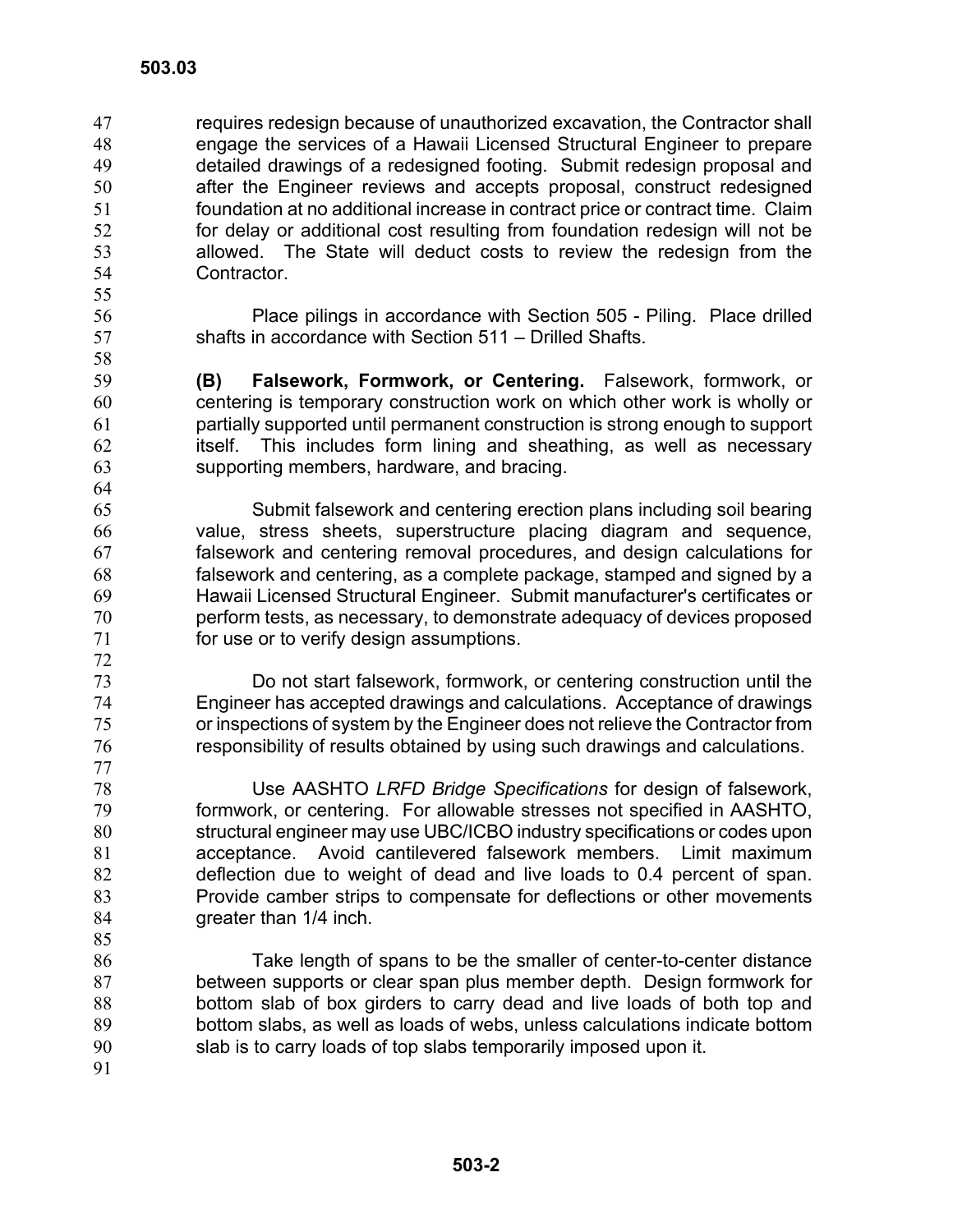requires redesign because of unauthorized excavation, the Contractor shall engage the services of a Hawaii Licensed Structural Engineer to prepare detailed drawings of a redesigned footing. Submit redesign proposal and after the Engineer reviews and accepts proposal, construct redesigned foundation at no additional increase in contract price or contract time. Claim for delay or additional cost resulting from foundation redesign will not be allowed. The State will deduct costs to review the redesign from the Contractor.

Place pilings in accordance with Section 505 - Piling. Place drilled shafts in accordance with Section 511 – Drilled Shafts.

**(B) Falsework, Formwork, or Centering.** Falsework, formwork, or centering is temporary construction work on which other work is wholly or partially supported until permanent construction is strong enough to support itself. This includes form lining and sheathing, as well as necessary supporting members, hardware, and bracing.

Submit falsework and centering erection plans including soil bearing value, stress sheets, superstructure placing diagram and sequence, falsework and centering removal procedures, and design calculations for falsework and centering, as a complete package, stamped and signed by a Hawaii Licensed Structural Engineer. Submit manufacturer's certificates or perform tests, as necessary, to demonstrate adequacy of devices proposed for use or to verify design assumptions.

Do not start falsework, formwork, or centering construction until the Engineer has accepted drawings and calculations. Acceptance of drawings or inspections of system by the Engineer does not relieve the Contractor from responsibility of results obtained by using such drawings and calculations.

Use AASHTO *LRFD Bridge Specifications* for design of falsework, formwork, or centering. For allowable stresses not specified in AASHTO, structural engineer may use UBC/ICBO industry specifications or codes upon acceptance. Avoid cantilevered falsework members. Limit maximum deflection due to weight of dead and live loads to 0.4 percent of span. Provide camber strips to compensate for deflections or other movements greater than 1/4 inch.

Take length of spans to be the smaller of center-to-center distance between supports or clear span plus member depth. Design formwork for bottom slab of box girders to carry dead and live loads of both top and bottom slabs, as well as loads of webs, unless calculations indicate bottom slab is to carry loads of top slabs temporarily imposed upon it.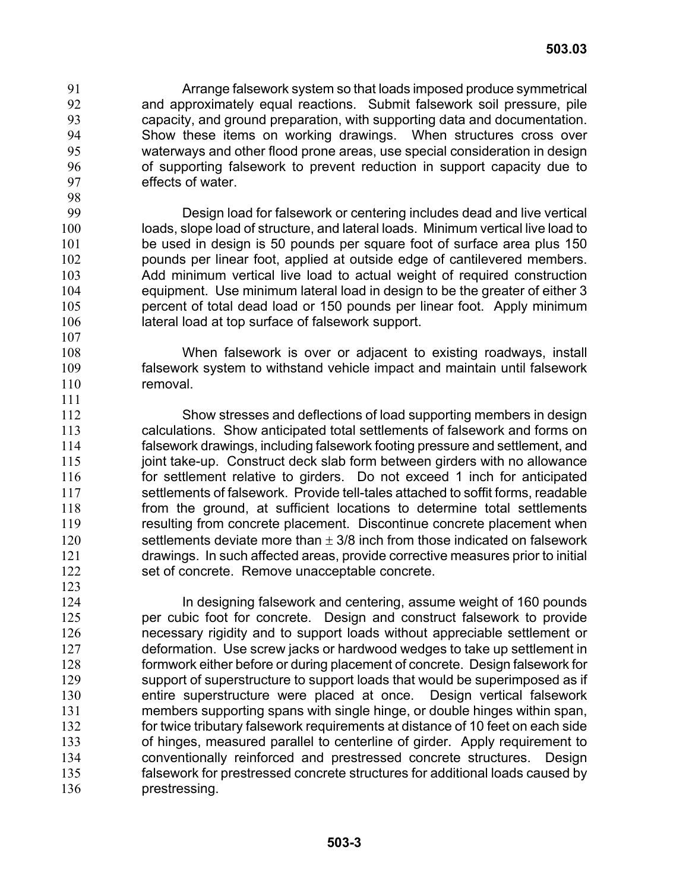Arrange falsework system so that loads imposed produce symmetrical and approximately equal reactions. Submit falsework soil pressure, pile capacity, and ground preparation, with supporting data and documentation. Show these items on working drawings. When structures cross over waterways and other flood prone areas, use special consideration in design of supporting falsework to prevent reduction in support capacity due to effects of water.

Design load for falsework or centering includes dead and live vertical loads, slope load of structure, and lateral loads. Minimum vertical live load to be used in design is 50 pounds per square foot of surface area plus 150 pounds per linear foot, applied at outside edge of cantilevered members. Add minimum vertical live load to actual weight of required construction equipment. Use minimum lateral load in design to be the greater of either 3 percent of total dead load or 150 pounds per linear foot. Apply minimum lateral load at top surface of falsework support.

When falsework is over or adjacent to existing roadways, install falsework system to withstand vehicle impact and maintain until falsework removal.

Show stresses and deflections of load supporting members in design calculations. Show anticipated total settlements of falsework and forms on falsework drawings, including falsework footing pressure and settlement, and joint take-up. Construct deck slab form between girders with no allowance for settlement relative to girders. Do not exceed 1 inch for anticipated settlements of falsework. Provide tell-tales attached to soffit forms, readable from the ground, at sufficient locations to determine total settlements resulting from concrete placement. Discontinue concrete placement when settlements deviate more than $\pm$ 3/8 inch from those indicated on falsework drawings. In such affected areas, provide corrective measures prior to initial set of concrete. Remove unacceptable concrete.

In designing falsework and centering, assume weight of 160 pounds per cubic foot for concrete. Design and construct falsework to provide necessary rigidity and to support loads without appreciable settlement or deformation. Use screw jacks or hardwood wedges to take up settlement in formwork either before or during placement of concrete. Design falsework for support of superstructure to support loads that would be superimposed as if entire superstructure were placed at once. Design vertical falsework members supporting spans with single hinge, or double hinges within span, for twice tributary falsework requirements at distance of 10 feet on each side of hinges, measured parallel to centerline of girder. Apply requirement to conventionally reinforced and prestressed concrete structures. Design falsework for prestressed concrete structures for additional loads caused by prestressing.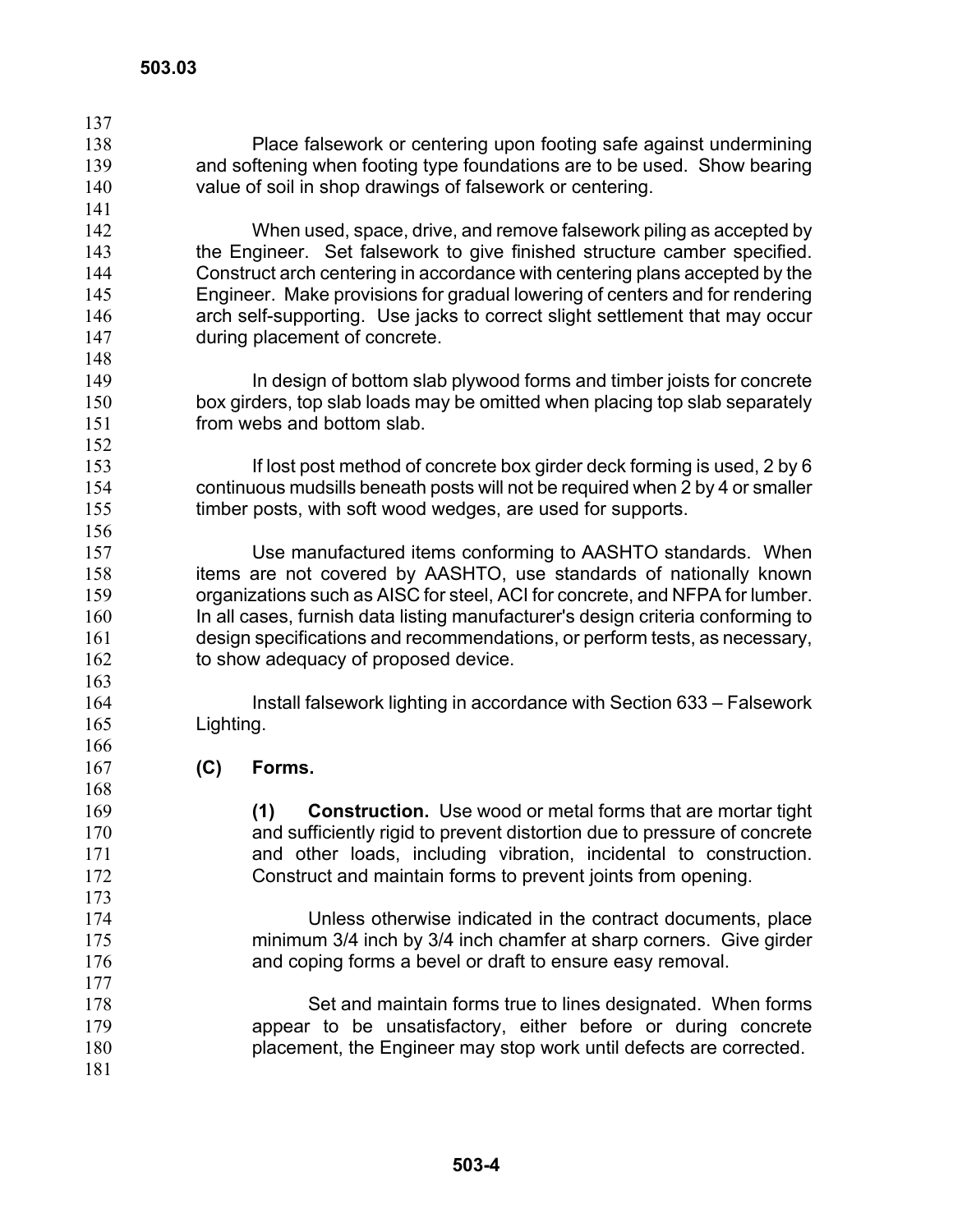Place falsework or centering upon footing safe against undermining and softening when footing type foundations are to be used. Show bearing value of soil in shop drawings of falsework or centering.

When used, space, drive, and remove falsework piling as accepted by the Engineer. Set falsework to give finished structure camber specified. Construct arch centering in accordance with centering plans accepted by the Engineer. Make provisions for gradual lowering of centers and for rendering arch self-supporting. Use jacks to correct slight settlement that may occur during placement of concrete.

In design of bottom slab plywood forms and timber joists for concrete box girders, top slab loads may be omitted when placing top slab separately from webs and bottom slab.

If lost post method of concrete box girder deck forming is used, 2 by 6 continuous mudsills beneath posts will not be required when 2 by 4 or smaller timber posts, with soft wood wedges, are used for supports.

Use manufactured items conforming to AASHTO standards. When items are not covered by AASHTO, use standards of nationally known organizations such as AISC for steel, ACI for concrete, and NFPA for lumber. In all cases, furnish data listing manufacturer's design criteria conforming to design specifications and recommendations, or perform tests, as necessary, to show adequacy of proposed device.

Install falsework lighting in accordance with Section 633 – Falsework Lighting.

**(C) Forms.**

**(1) Construction.** Use wood or metal forms that are mortar tight and sufficiently rigid to prevent distortion due to pressure of concrete and other loads, including vibration, incidental to construction. Construct and maintain forms to prevent joints from opening.

Unless otherwise indicated in the contract documents, place minimum 3/4 inch by 3/4 inch chamfer at sharp corners. Give girder and coping forms a bevel or draft to ensure easy removal.

Set and maintain forms true to lines designated. When forms appear to be unsatisfactory, either before or during concrete placement, the Engineer may stop work until defects are corrected.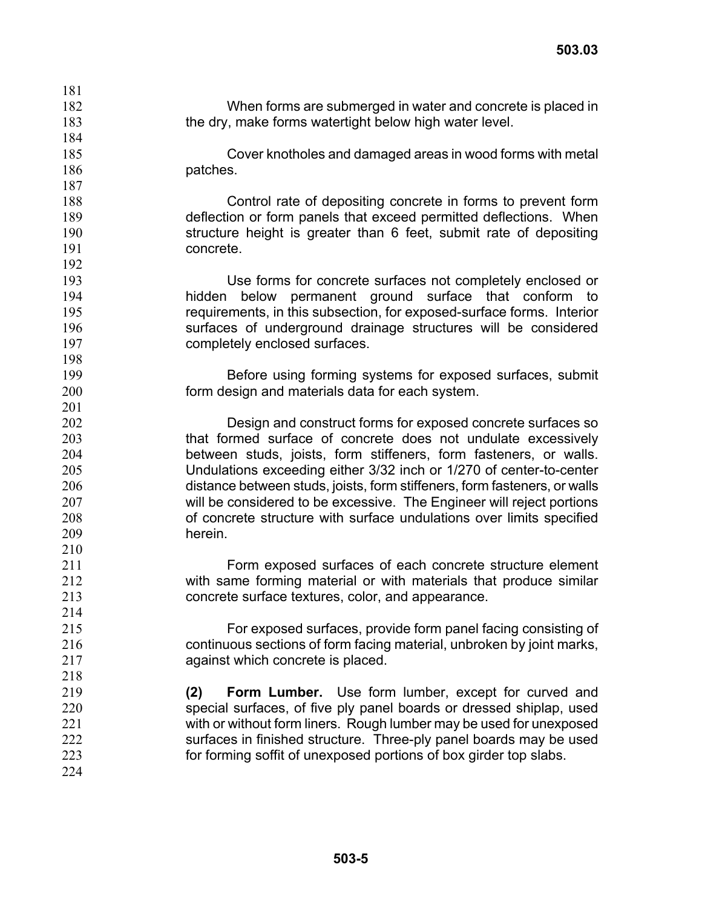When forms are submerged in water and concrete is placed in the dry, make forms watertight below high water level.

Cover knotholes and damaged areas in wood forms with metal patches.

Control rate of depositing concrete in forms to prevent form deflection or form panels that exceed permitted deflections. When structure height is greater than 6 feet, submit rate of depositing concrete.

Use forms for concrete surfaces not completely enclosed or hidden below permanent ground surface that conform to requirements, in this subsection, for exposed-surface forms. Interior surfaces of underground drainage structures will be considered completely enclosed surfaces.

Before using forming systems for exposed surfaces, submit form design and materials data for each system.

Design and construct forms for exposed concrete surfaces so that formed surface of concrete does not undulate excessively between studs, joists, form stiffeners, form fasteners, or walls. Undulations exceeding either 3/32 inch or 1/270 of center-to-center distance between studs, joists, form stiffeners, form fasteners, or walls will be considered to be excessive. The Engineer will reject portions of concrete structure with surface undulations over limits specified herein.

Form exposed surfaces of each concrete structure element with same forming material or with materials that produce similar concrete surface textures, color, and appearance.

For exposed surfaces, provide form panel facing consisting of continuous sections of form facing material, unbroken by joint marks, against which concrete is placed.

**(2) Form Lumber.** Use form lumber, except for curved and special surfaces, of five ply panel boards or dressed shiplap, used with or without form liners. Rough lumber may be used for unexposed surfaces in finished structure. Three-ply panel boards may be used for forming soffit of unexposed portions of box girder top slabs.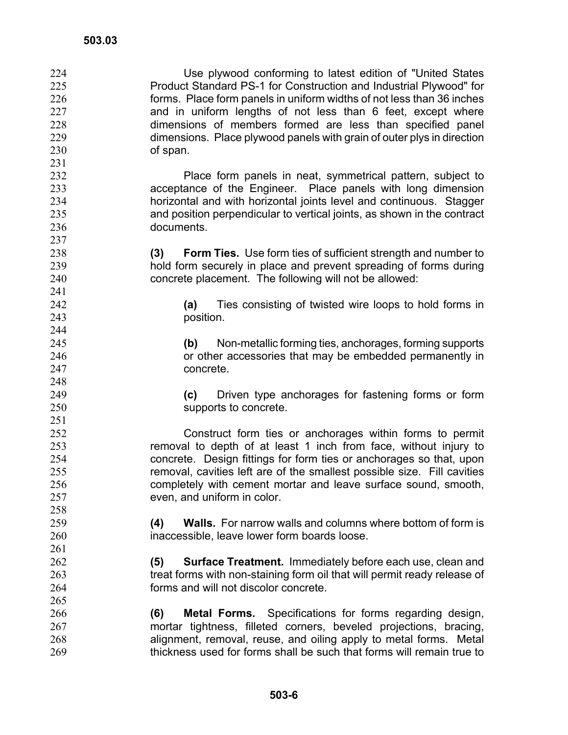Use plywood conforming to latest edition of "United States Product Standard PS-1 for Construction and Industrial Plywood" for forms. Place form panels in uniform widths of not less than 36 inches and in uniform lengths of not less than 6 feet, except where dimensions of members formed are less than specified panel dimensions. Place plywood panels with grain of outer plys in direction of span.

Place form panels in neat, symmetrical pattern, subject to acceptance of the Engineer. Place panels with long dimension horizontal and with horizontal joints level and continuous. Stagger and position perpendicular to vertical joints, as shown in the contract documents.

**(3) Form Ties.** Use form ties of sufficient strength and number to hold form securely in place and prevent spreading of forms during concrete placement. The following will not be allowed:

**(a)** Ties consisting of twisted wire loops to hold forms in position.

**(b)** Non-metallic forming ties, anchorages, forming supports or other accessories that may be embedded permanently in concrete.

**(c)** Driven type anchorages for fastening forms or form supports to concrete.

Construct form ties or anchorages within forms to permit removal to depth of at least 1 inch from face, without injury to concrete. Design fittings for form ties or anchorages so that, upon removal, cavities left are of the smallest possible size. Fill cavities completely with cement mortar and leave surface sound, smooth, even, and uniform in color.

**(4) Walls.** For narrow walls and columns where bottom of form is inaccessible, leave lower form boards loose.

**(5) Surface Treatment.** Immediately before each use, clean and treat forms with non-staining form oil that will permit ready release of forms and will not discolor concrete.

**(6) Metal Forms.** Specifications for forms regarding design, mortar tightness, filleted corners, beveled projections, bracing, alignment, removal, reuse, and oiling apply to metal forms. Metal thickness used for forms shall be such that forms will remain true to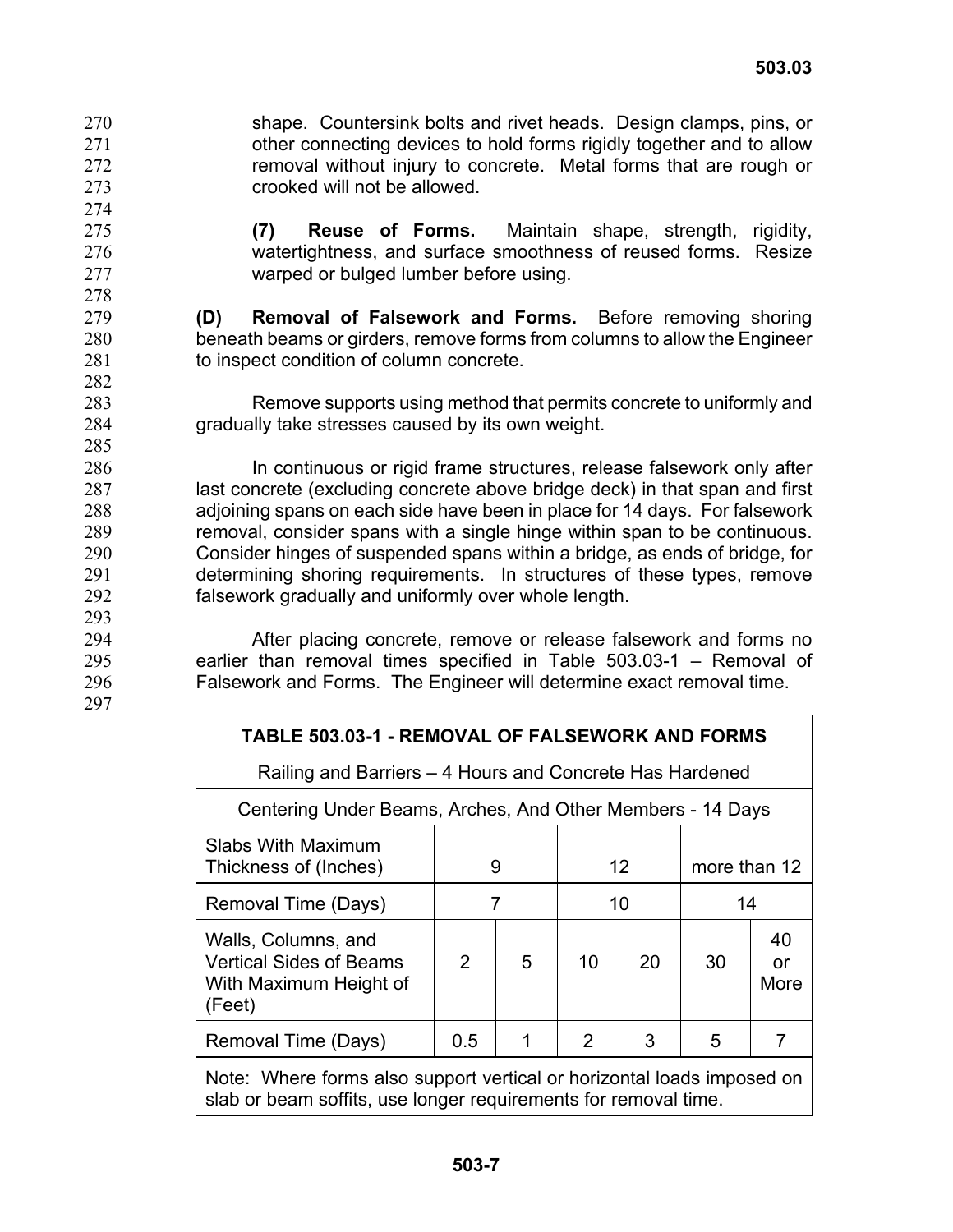shape. Countersink bolts and rivet heads. Design clamps, pins, or other connecting devices to hold forms rigidly together and to allow removal without injury to concrete. Metal forms that are rough or crooked will not be allowed.

**(7) Reuse of Forms.** Maintain shape, strength, rigidity, watertightness, and surface smoothness of reused forms. Resize warped or bulged lumber before using.

**(D) Removal of Falsework and Forms.** Before removing shoring beneath beams or girders, remove forms from columns to allow the Engineer to inspect condition of column concrete.

Remove supports using method that permits concrete to uniformly and gradually take stresses caused by its own weight.

In continuous or rigid frame structures, release falsework only after last concrete (excluding concrete above bridge deck) in that span and first adjoining spans on each side have been in place for 14 days. For falsework removal, consider spans with a single hinge within span to be continuous. Consider hinges of suspended spans within a bridge, as ends of bridge, for determining shoring requirements. In structures of these types, remove falsework gradually and uniformly over whole length.

After placing concrete, remove or release falsework and forms no earlier than removal times specified in Table 503.03-1 – Removal of Falsework and Forms. The Engineer will determine exact removal time.

| TABLE 503.03-1 - REMOVAL OF FALSEWORK AND FORMS | | | | | | |
|---|---|---|---|---|---|---|
| Railing and Barriers – 4 Hours and Concrete Has Hardened | | | | | | |
| Centering Under Beams, Arches, And Other Members - 14 Days | | | | | | |
| Slabs With Maximum Thickness of (Inches) | 9 | | 12 | | more than 12 | |
| Removal Time (Days) | 7 | | 10 | | 14 | |
| Walls, Columns, and Vertical Sides of Beams With Maximum Height of (Feet) | 2 | 5 | 10 | 20 | 30 | 40 or More |
| Removal Time (Days) | 0.5 | 1 | 2 | 3 | 5 | 7 |
| Note: Where forms also support vertical or horizontal loads imposed on slab or beam soffits, use longer requirements for removal time. | | | | | | |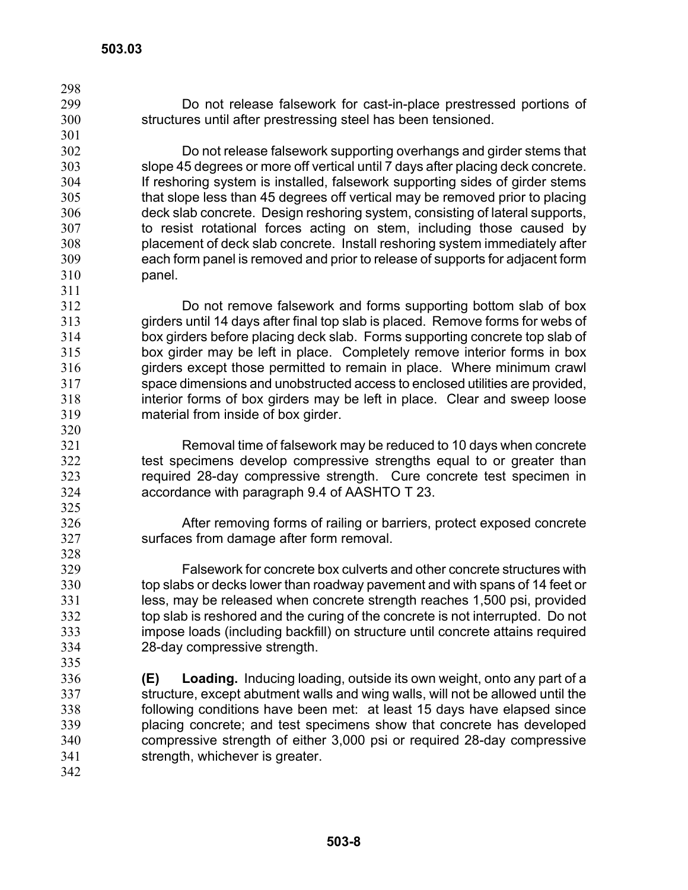Do not release falsework for cast-in-place prestressed portions of structures until after prestressing steel has been tensioned.

Do not release falsework supporting overhangs and girder stems that slope 45 degrees or more off vertical until 7 days after placing deck concrete. If reshoring system is installed, falsework supporting sides of girder stems that slope less than 45 degrees off vertical may be removed prior to placing deck slab concrete. Design reshoring system, consisting of lateral supports, to resist rotational forces acting on stem, including those caused by placement of deck slab concrete. Install reshoring system immediately after each form panel is removed and prior to release of supports for adjacent form panel.

Do not remove falsework and forms supporting bottom slab of box girders until 14 days after final top slab is placed. Remove forms for webs of box girders before placing deck slab. Forms supporting concrete top slab of box girder may be left in place. Completely remove interior forms in box girders except those permitted to remain in place. Where minimum crawl space dimensions and unobstructed access to enclosed utilities are provided, interior forms of box girders may be left in place. Clear and sweep loose material from inside of box girder.

Removal time of falsework may be reduced to 10 days when concrete test specimens develop compressive strengths equal to or greater than required 28-day compressive strength. Cure concrete test specimen in accordance with paragraph 9.4 of AASHTO T 23.

After removing forms of railing or barriers, protect exposed concrete surfaces from damage after form removal.

Falsework for concrete box culverts and other concrete structures with top slabs or decks lower than roadway pavement and with spans of 14 feet or less, may be released when concrete strength reaches 1,500 psi, provided top slab is reshored and the curing of the concrete is not interrupted. Do not impose loads (including backfill) on structure until concrete attains required 28-day compressive strength.

**(E) Loading.** Inducing loading, outside its own weight, onto any part of a structure, except abutment walls and wing walls, will not be allowed until the following conditions have been met: at least 15 days have elapsed since placing concrete; and test specimens show that concrete has developed compressive strength of either 3,000 psi or required 28-day compressive strength, whichever is greater.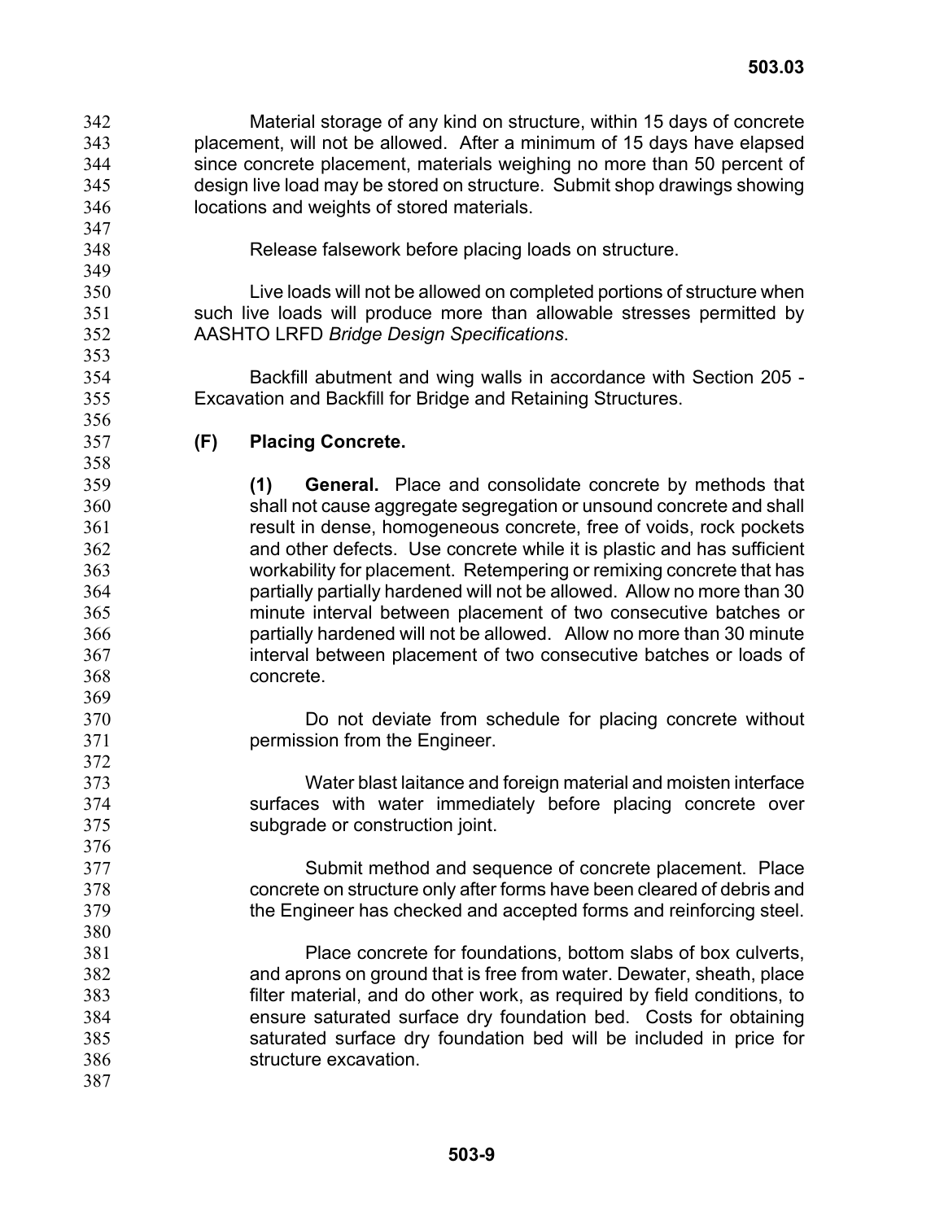Material storage of any kind on structure, within 15 days of concrete placement, will not be allowed. After a minimum of 15 days have elapsed since concrete placement, materials weighing no more than 50 percent of design live load may be stored on structure. Submit shop drawings showing locations and weights of stored materials.

Release falsework before placing loads on structure.

Live loads will not be allowed on completed portions of structure when such live loads will produce more than allowable stresses permitted by AASHTO LRFD *Bridge Design Specifications*.

Backfill abutment and wing walls in accordance with Section 205 - Excavation and Backfill for Bridge and Retaining Structures.

**(F) Placing Concrete.**

**(1) General.** Place and consolidate concrete by methods that shall not cause aggregate segregation or unsound concrete and shall result in dense, homogeneous concrete, free of voids, rock pockets and other defects. Use concrete while it is plastic and has sufficient workability for placement. Retempering or remixing concrete that has partially partially hardened will not be allowed. Allow no more than 30 minute interval between placement of two consecutive batches or partially hardened will not be allowed. Allow no more than 30 minute interval between placement of two consecutive batches or loads of concrete.

Do not deviate from schedule for placing concrete without permission from the Engineer.

Water blast laitance and foreign material and moisten interface surfaces with water immediately before placing concrete over subgrade or construction joint.

Submit method and sequence of concrete placement. Place concrete on structure only after forms have been cleared of debris and the Engineer has checked and accepted forms and reinforcing steel.

Place concrete for foundations, bottom slabs of box culverts, and aprons on ground that is free from water. Dewater, sheath, place filter material, and do other work, as required by field conditions, to ensure saturated surface dry foundation bed. Costs for obtaining saturated surface dry foundation bed will be included in price for structure excavation.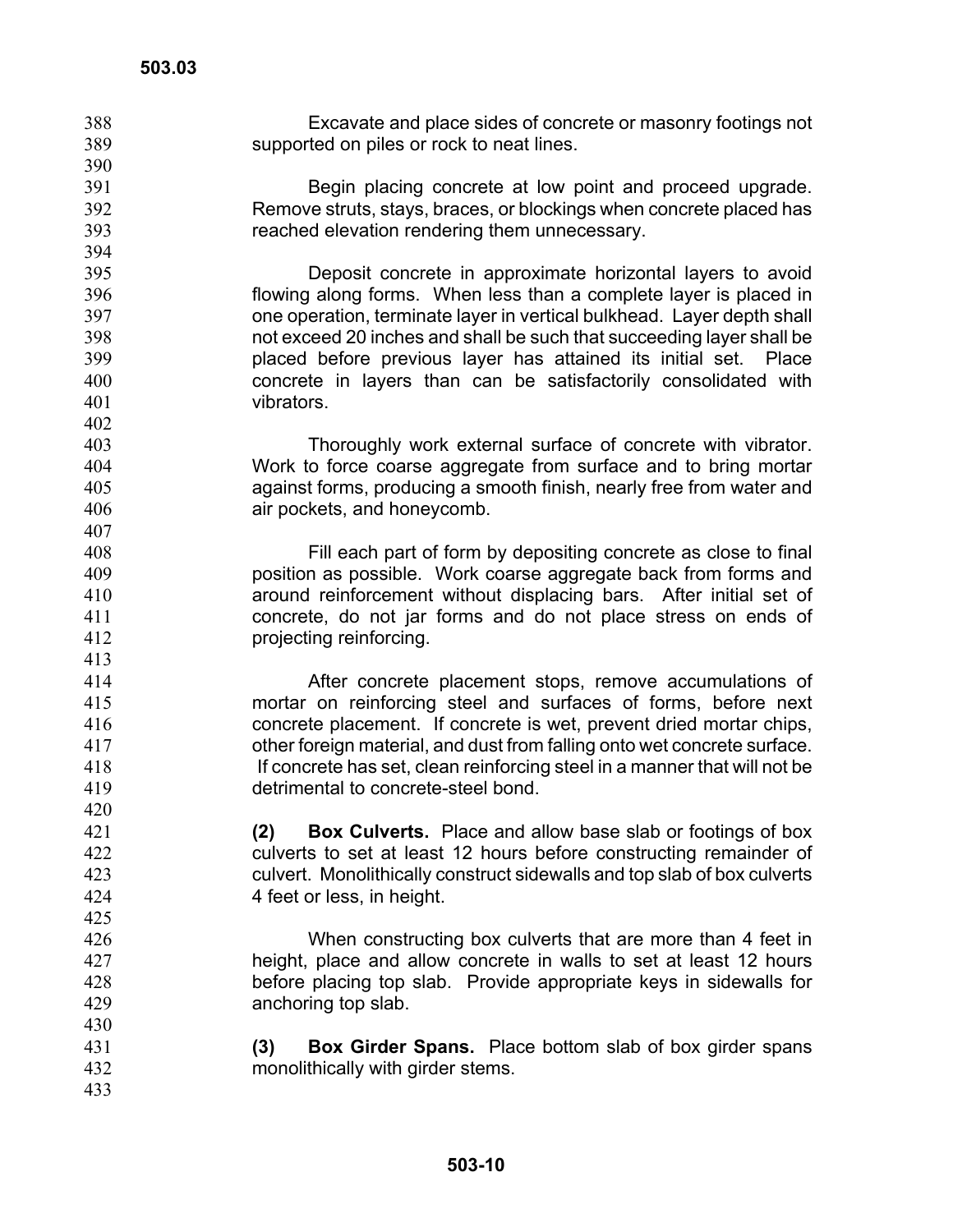Excavate and place sides of concrete or masonry footings not supported on piles or rock to neat lines.

Begin placing concrete at low point and proceed upgrade. Remove struts, stays, braces, or blockings when concrete placed has reached elevation rendering them unnecessary.

Deposit concrete in approximate horizontal layers to avoid flowing along forms. When less than a complete layer is placed in one operation, terminate layer in vertical bulkhead. Layer depth shall not exceed 20 inches and shall be such that succeeding layer shall be placed before previous layer has attained its initial set. Place concrete in layers than can be satisfactorily consolidated with vibrators.

Thoroughly work external surface of concrete with vibrator. Work to force coarse aggregate from surface and to bring mortar against forms, producing a smooth finish, nearly free from water and air pockets, and honeycomb.

Fill each part of form by depositing concrete as close to final position as possible. Work coarse aggregate back from forms and around reinforcement without displacing bars. After initial set of concrete, do not jar forms and do not place stress on ends of projecting reinforcing.

After concrete placement stops, remove accumulations of mortar on reinforcing steel and surfaces of forms, before next concrete placement. If concrete is wet, prevent dried mortar chips, other foreign material, and dust from falling onto wet concrete surface. If concrete has set, clean reinforcing steel in a manner that will not be detrimental to concrete-steel bond.

**(2) Box Culverts.** Place and allow base slab or footings of box culverts to set at least 12 hours before constructing remainder of culvert. Monolithically construct sidewalls and top slab of box culverts 4 feet or less, in height.

When constructing box culverts that are more than 4 feet in height, place and allow concrete in walls to set at least 12 hours before placing top slab. Provide appropriate keys in sidewalls for anchoring top slab.

**(3) Box Girder Spans.** Place bottom slab of box girder spans monolithically with girder stems.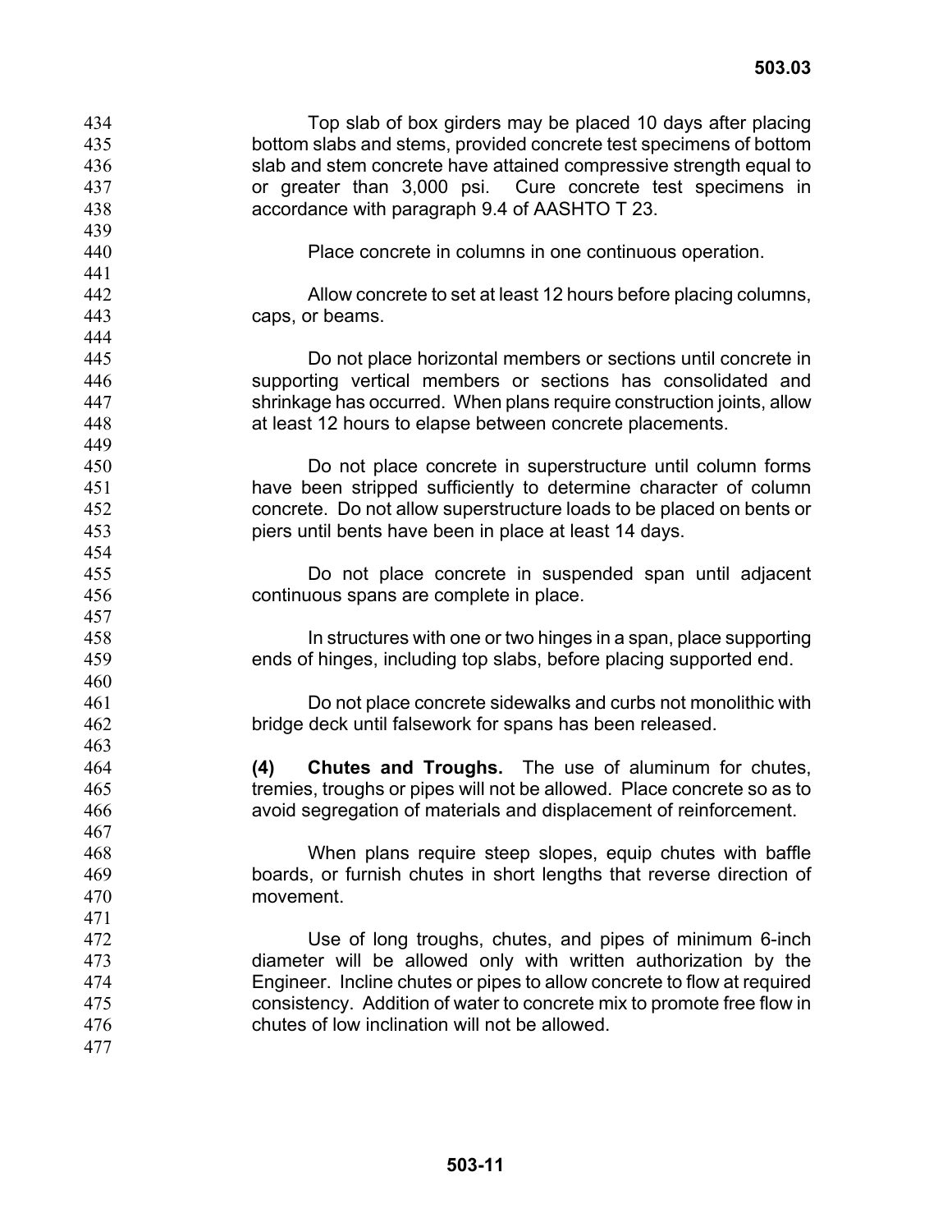Top slab of box girders may be placed 10 days after placing bottom slabs and stems, provided concrete test specimens of bottom slab and stem concrete have attained compressive strength equal to or greater than 3,000 psi. Cure concrete test specimens in accordance with paragraph 9.4 of AASHTO T 23.

Place concrete in columns in one continuous operation.

Allow concrete to set at least 12 hours before placing columns, caps, or beams.

Do not place horizontal members or sections until concrete in supporting vertical members or sections has consolidated and shrinkage has occurred. When plans require construction joints, allow at least 12 hours to elapse between concrete placements.

Do not place concrete in superstructure until column forms have been stripped sufficiently to determine character of column concrete. Do not allow superstructure loads to be placed on bents or piers until bents have been in place at least 14 days.

Do not place concrete in suspended span until adjacent continuous spans are complete in place.

In structures with one or two hinges in a span, place supporting ends of hinges, including top slabs, before placing supported end.

Do not place concrete sidewalks and curbs not monolithic with bridge deck until falsework for spans has been released.

**(4) Chutes and Troughs.** The use of aluminum for chutes, tremies, troughs or pipes will not be allowed. Place concrete so as to avoid segregation of materials and displacement of reinforcement.

When plans require steep slopes, equip chutes with baffle boards, or furnish chutes in short lengths that reverse direction of movement.

Use of long troughs, chutes, and pipes of minimum 6-inch diameter will be allowed only with written authorization by the Engineer. Incline chutes or pipes to allow concrete to flow at required consistency. Addition of water to concrete mix to promote free flow in chutes of low inclination will not be allowed.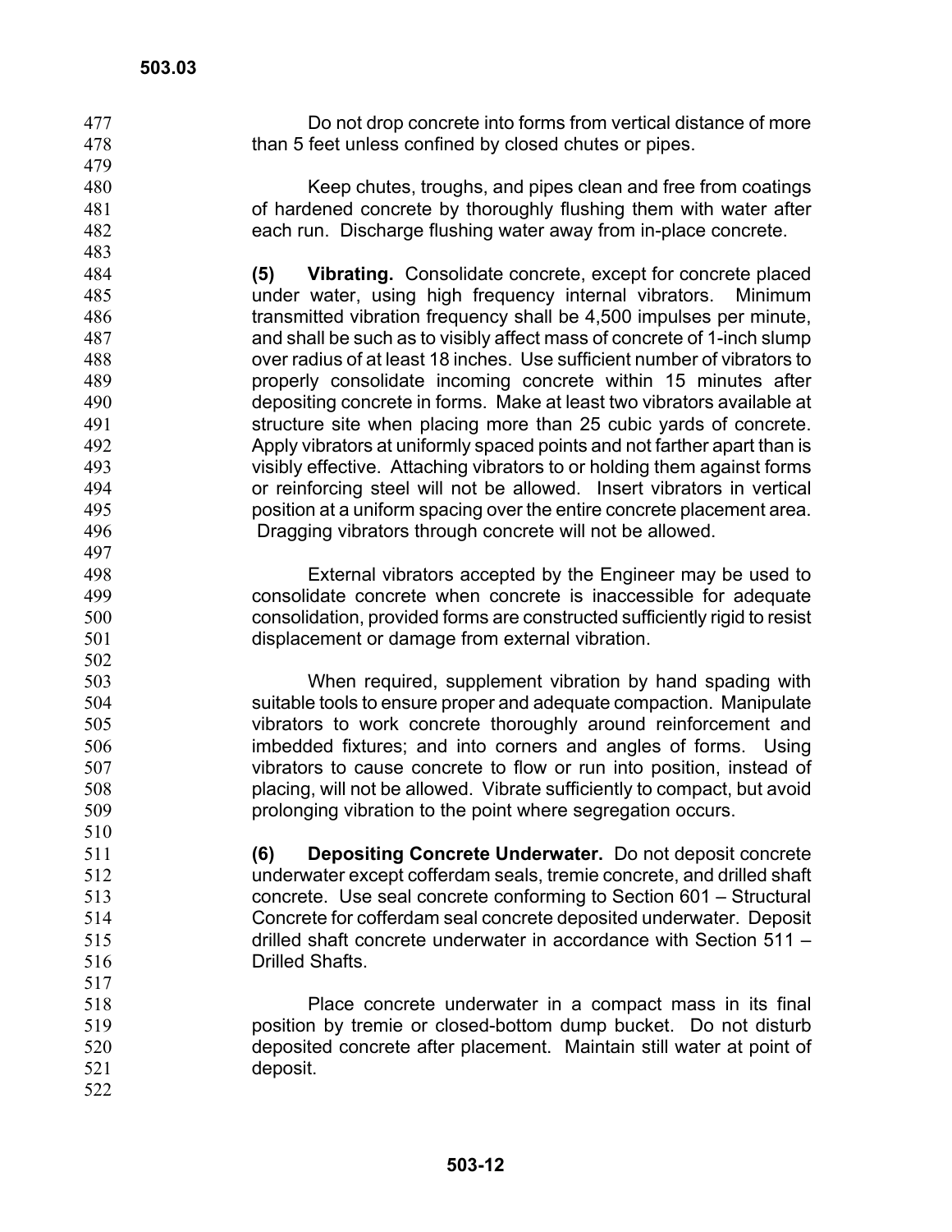Do not drop concrete into forms from vertical distance of more than 5 feet unless confined by closed chutes or pipes.

Keep chutes, troughs, and pipes clean and free from coatings of hardened concrete by thoroughly flushing them with water after each run. Discharge flushing water away from in-place concrete.

**(5) Vibrating.** Consolidate concrete, except for concrete placed under water, using high frequency internal vibrators. Minimum transmitted vibration frequency shall be 4,500 impulses per minute, and shall be such as to visibly affect mass of concrete of 1-inch slump over radius of at least 18 inches. Use sufficient number of vibrators to properly consolidate incoming concrete within 15 minutes after depositing concrete in forms. Make at least two vibrators available at structure site when placing more than 25 cubic yards of concrete. Apply vibrators at uniformly spaced points and not farther apart than is visibly effective. Attaching vibrators to or holding them against forms or reinforcing steel will not be allowed. Insert vibrators in vertical position at a uniform spacing over the entire concrete placement area. Dragging vibrators through concrete will not be allowed.

External vibrators accepted by the Engineer may be used to consolidate concrete when concrete is inaccessible for adequate consolidation, provided forms are constructed sufficiently rigid to resist displacement or damage from external vibration.

When required, supplement vibration by hand spading with suitable tools to ensure proper and adequate compaction. Manipulate vibrators to work concrete thoroughly around reinforcement and imbedded fixtures; and into corners and angles of forms. Using vibrators to cause concrete to flow or run into position, instead of placing, will not be allowed. Vibrate sufficiently to compact, but avoid prolonging vibration to the point where segregation occurs.

**(6) Depositing Concrete Underwater.** Do not deposit concrete underwater except cofferdam seals, tremie concrete, and drilled shaft concrete. Use seal concrete conforming to Section 601 – Structural Concrete for cofferdam seal concrete deposited underwater. Deposit drilled shaft concrete underwater in accordance with Section 511 – Drilled Shafts.

Place concrete underwater in a compact mass in its final position by tremie or closed-bottom dump bucket. Do not disturb deposited concrete after placement. Maintain still water at point of deposit.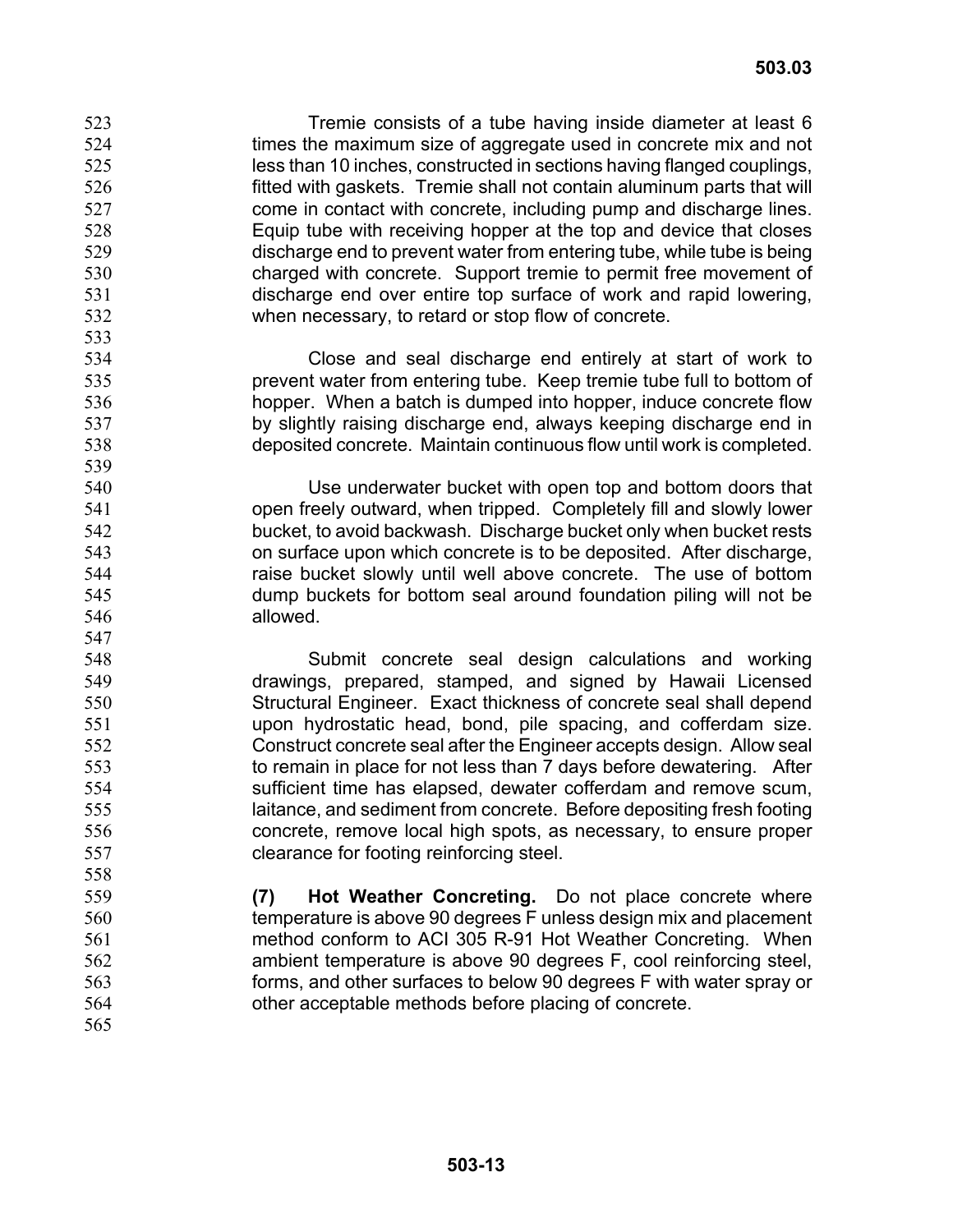Tremie consists of a tube having inside diameter at least 6 times the maximum size of aggregate used in concrete mix and not less than 10 inches, constructed in sections having flanged couplings, fitted with gaskets. Tremie shall not contain aluminum parts that will come in contact with concrete, including pump and discharge lines. Equip tube with receiving hopper at the top and device that closes discharge end to prevent water from entering tube, while tube is being charged with concrete. Support tremie to permit free movement of discharge end over entire top surface of work and rapid lowering, when necessary, to retard or stop flow of concrete.

Close and seal discharge end entirely at start of work to prevent water from entering tube. Keep tremie tube full to bottom of hopper. When a batch is dumped into hopper, induce concrete flow by slightly raising discharge end, always keeping discharge end in deposited concrete. Maintain continuous flow until work is completed.

Use underwater bucket with open top and bottom doors that open freely outward, when tripped. Completely fill and slowly lower bucket, to avoid backwash. Discharge bucket only when bucket rests on surface upon which concrete is to be deposited. After discharge, raise bucket slowly until well above concrete. The use of bottom dump buckets for bottom seal around foundation piling will not be allowed.

Submit concrete seal design calculations and working drawings, prepared, stamped, and signed by Hawaii Licensed Structural Engineer. Exact thickness of concrete seal shall depend upon hydrostatic head, bond, pile spacing, and cofferdam size. Construct concrete seal after the Engineer accepts design. Allow seal to remain in place for not less than 7 days before dewatering. After sufficient time has elapsed, dewater cofferdam and remove scum, laitance, and sediment from concrete. Before depositing fresh footing concrete, remove local high spots, as necessary, to ensure proper clearance for footing reinforcing steel.

**(7) Hot Weather Concreting.** Do not place concrete where temperature is above 90 degrees F unless design mix and placement method conform to ACI 305 R-91 Hot Weather Concreting. When ambient temperature is above 90 degrees F, cool reinforcing steel, forms, and other surfaces to below 90 degrees F with water spray or other acceptable methods before placing of concrete.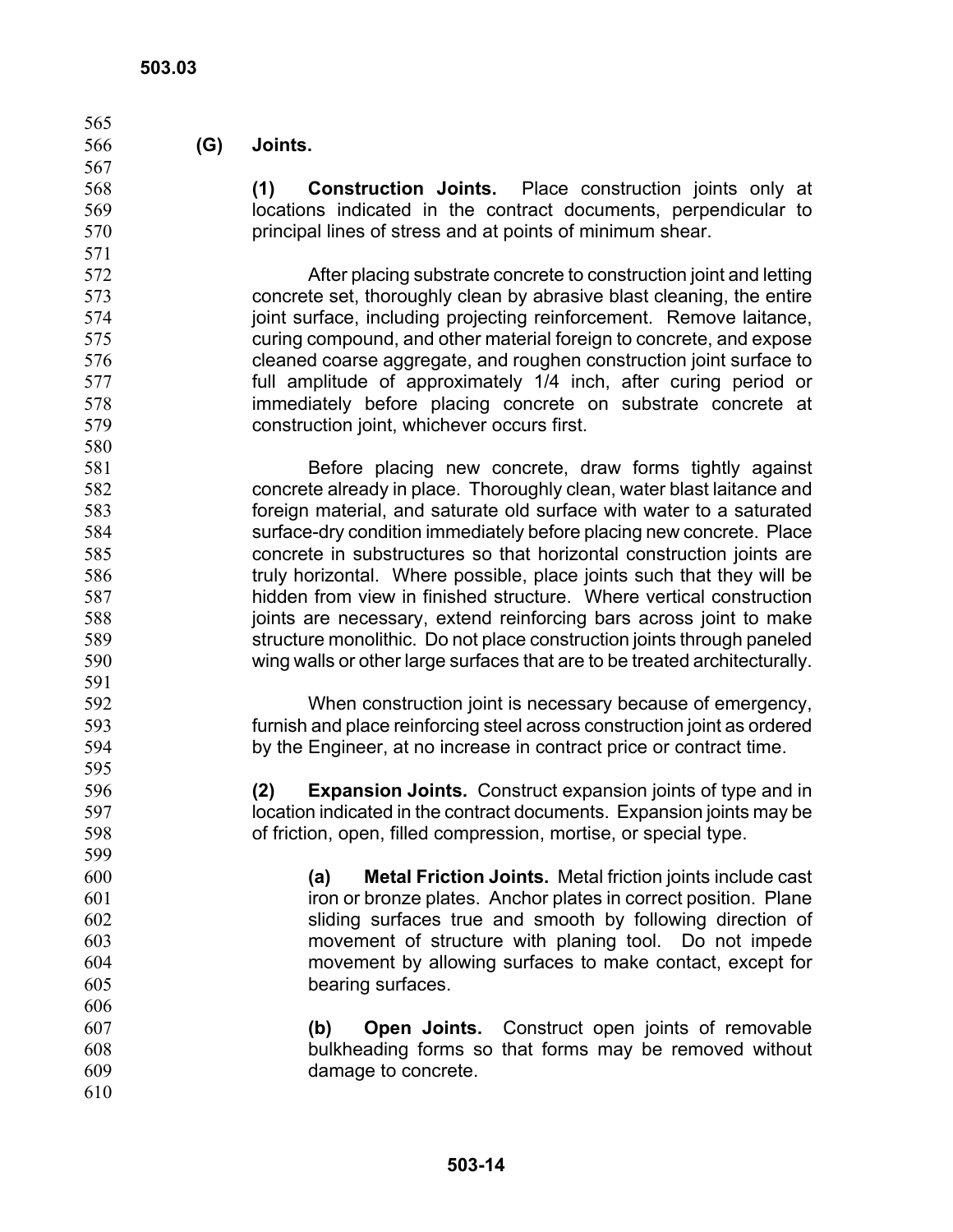**(G) Joints.**

**(1) Construction Joints.** Place construction joints only at locations indicated in the contract documents, perpendicular to principal lines of stress and at points of minimum shear.

After placing substrate concrete to construction joint and letting concrete set, thoroughly clean by abrasive blast cleaning, the entire joint surface, including projecting reinforcement. Remove laitance, curing compound, and other material foreign to concrete, and expose cleaned coarse aggregate, and roughen construction joint surface to full amplitude of approximately 1/4 inch, after curing period or immediately before placing concrete on substrate concrete at construction joint, whichever occurs first.

Before placing new concrete, draw forms tightly against concrete already in place. Thoroughly clean, water blast laitance and foreign material, and saturate old surface with water to a saturated surface-dry condition immediately before placing new concrete. Place concrete in substructures so that horizontal construction joints are truly horizontal. Where possible, place joints such that they will be hidden from view in finished structure. Where vertical construction joints are necessary, extend reinforcing bars across joint to make structure monolithic. Do not place construction joints through paneled wing walls or other large surfaces that are to be treated architecturally.

When construction joint is necessary because of emergency, furnish and place reinforcing steel across construction joint as ordered by the Engineer, at no increase in contract price or contract time.

**(2) Expansion Joints.** Construct expansion joints of type and in location indicated in the contract documents. Expansion joints may be of friction, open, filled compression, mortise, or special type.

**(a) Metal Friction Joints.** Metal friction joints include cast iron or bronze plates. Anchor plates in correct position. Plane sliding surfaces true and smooth by following direction of movement of structure with planing tool. Do not impede movement by allowing surfaces to make contact, except for bearing surfaces.

**(b) Open Joints.** Construct open joints of removable bulkheading forms so that forms may be removed without damage to concrete.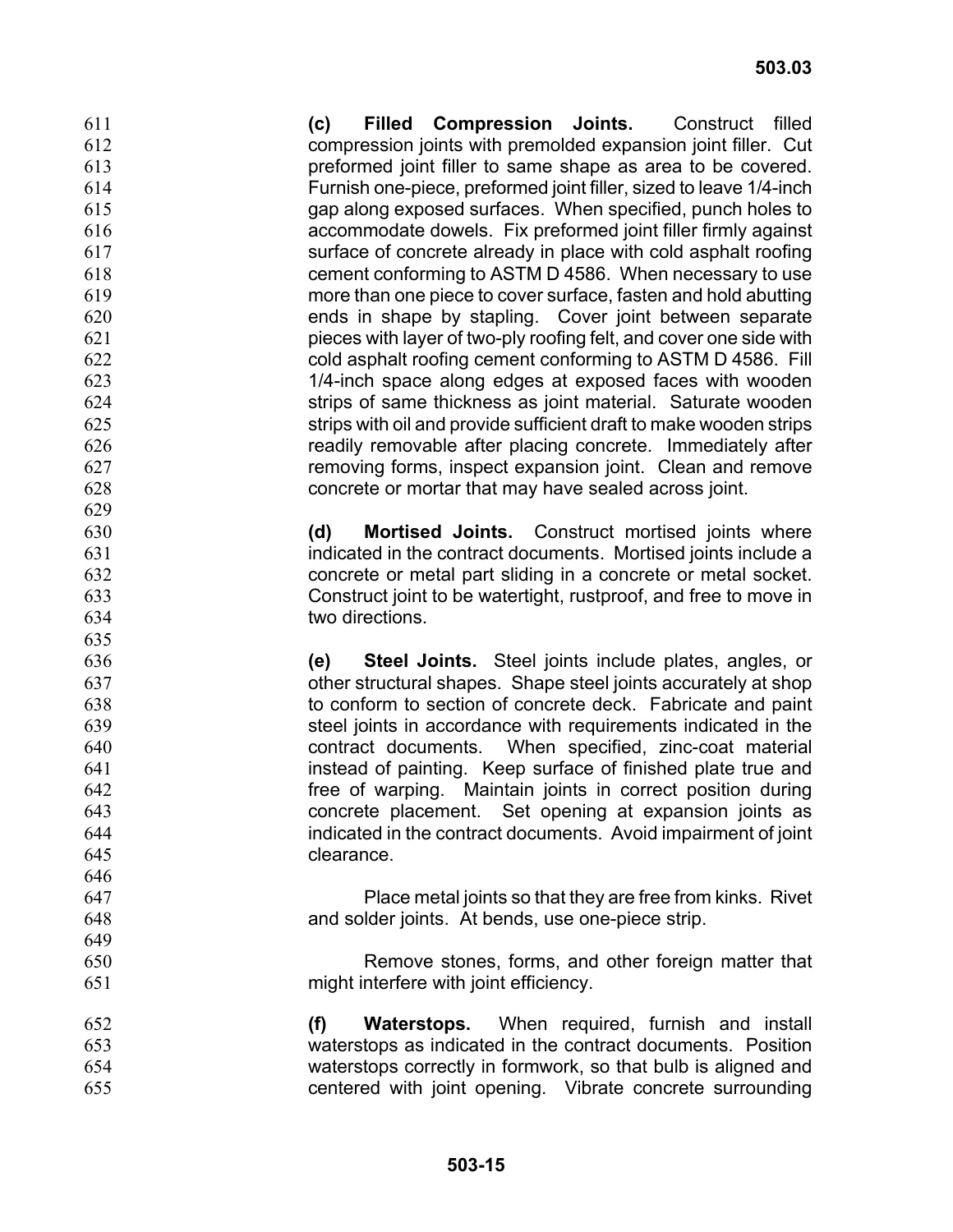**(c) Filled Compression Joints.** Construct filled compression joints with premolded expansion joint filler. Cut preformed joint filler to same shape as area to be covered. Furnish one-piece, preformed joint filler, sized to leave 1/4-inch gap along exposed surfaces. When specified, punch holes to accommodate dowels. Fix preformed joint filler firmly against surface of concrete already in place with cold asphalt roofing cement conforming to ASTM D 4586. When necessary to use more than one piece to cover surface, fasten and hold abutting ends in shape by stapling. Cover joint between separate pieces with layer of two-ply roofing felt, and cover one side with cold asphalt roofing cement conforming to ASTM D 4586. Fill 1/4-inch space along edges at exposed faces with wooden strips of same thickness as joint material. Saturate wooden strips with oil and provide sufficient draft to make wooden strips readily removable after placing concrete. Immediately after removing forms, inspect expansion joint. Clean and remove concrete or mortar that may have sealed across joint.

**(d) Mortised Joints.** Construct mortised joints where indicated in the contract documents. Mortised joints include a concrete or metal part sliding in a concrete or metal socket. Construct joint to be watertight, rustproof, and free to move in two directions.

**(e) Steel Joints.** Steel joints include plates, angles, or other structural shapes. Shape steel joints accurately at shop to conform to section of concrete deck. Fabricate and paint steel joints in accordance with requirements indicated in the contract documents. When specified, zinc-coat material instead of painting. Keep surface of finished plate true and free of warping. Maintain joints in correct position during concrete placement. Set opening at expansion joints as indicated in the contract documents. Avoid impairment of joint clearance.

Place metal joints so that they are free from kinks. Rivet and solder joints. At bends, use one-piece strip.

Remove stones, forms, and other foreign matter that might interfere with joint efficiency.

**(f) Waterstops.** When required, furnish and install waterstops as indicated in the contract documents. Position waterstops correctly in formwork, so that bulb is aligned and centered with joint opening. Vibrate concrete surrounding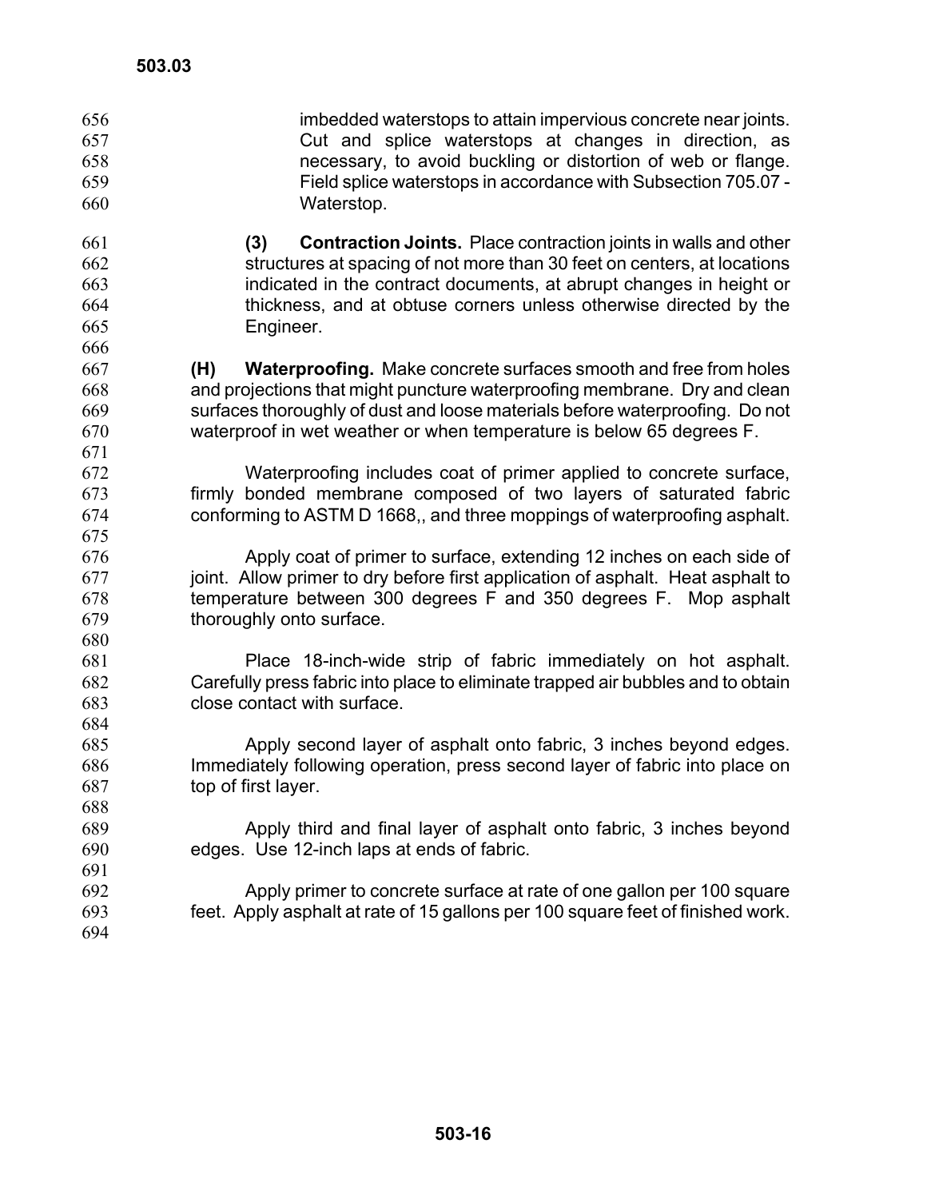imbedded waterstops to attain impervious concrete near joints. Cut and splice waterstops at changes in direction, as necessary, to avoid buckling or distortion of web or flange. Field splice waterstops in accordance with Subsection 705.07 - Waterstop.

**(3) Contraction Joints.** Place contraction joints in walls and other structures at spacing of not more than 30 feet on centers, at locations indicated in the contract documents, at abrupt changes in height or thickness, and at obtuse corners unless otherwise directed by the Engineer.

**(H) Waterproofing.** Make concrete surfaces smooth and free from holes and projections that might puncture waterproofing membrane. Dry and clean surfaces thoroughly of dust and loose materials before waterproofing. Do not waterproof in wet weather or when temperature is below 65 degrees F.

Waterproofing includes coat of primer applied to concrete surface, firmly bonded membrane composed of two layers of saturated fabric conforming to ASTM D 1668,, and three moppings of waterproofing asphalt.

Apply coat of primer to surface, extending 12 inches on each side of joint. Allow primer to dry before first application of asphalt. Heat asphalt to temperature between 300 degrees F and 350 degrees F. Mop asphalt thoroughly onto surface.

Place 18-inch-wide strip of fabric immediately on hot asphalt. Carefully press fabric into place to eliminate trapped air bubbles and to obtain close contact with surface.

Apply second layer of asphalt onto fabric, 3 inches beyond edges. Immediately following operation, press second layer of fabric into place on top of first layer.

Apply third and final layer of asphalt onto fabric, 3 inches beyond edges. Use 12-inch laps at ends of fabric.

Apply primer to concrete surface at rate of one gallon per 100 square feet. Apply asphalt at rate of 15 gallons per 100 square feet of finished work.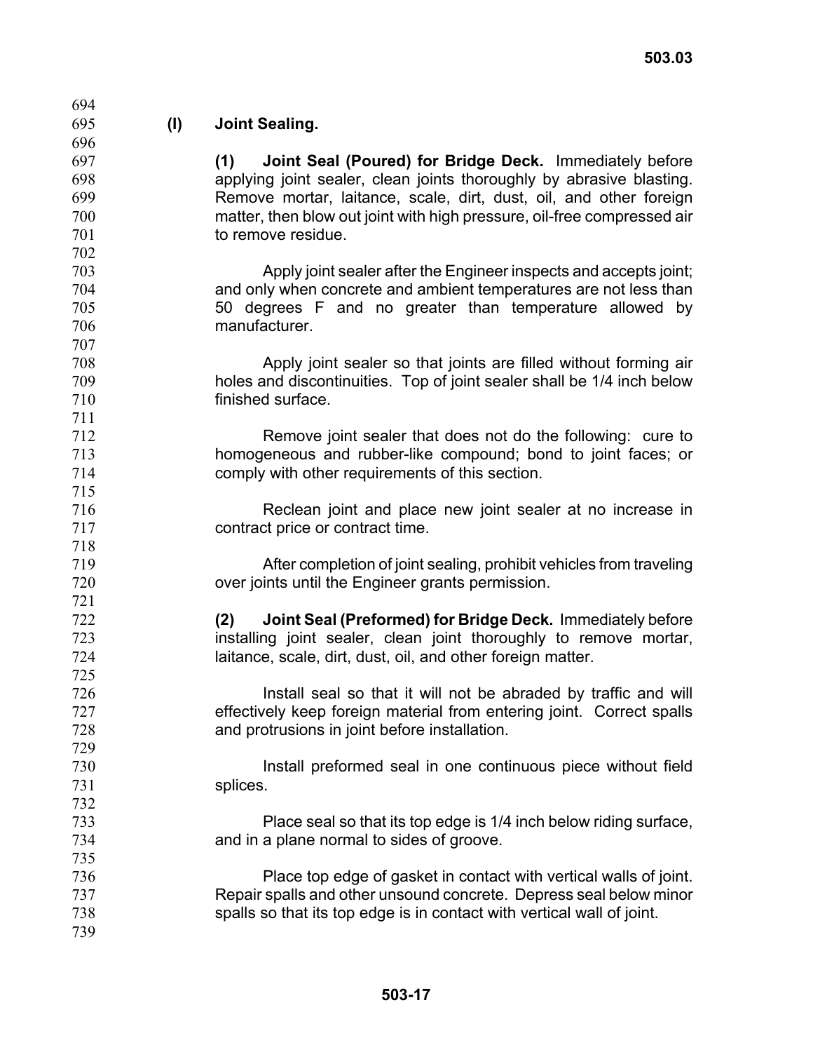**(I) Joint Sealing.**

**(1) Joint Seal (Poured) for Bridge Deck.** Immediately before applying joint sealer, clean joints thoroughly by abrasive blasting. Remove mortar, laitance, scale, dirt, dust, oil, and other foreign matter, then blow out joint with high pressure, oil-free compressed air to remove residue.

Apply joint sealer after the Engineer inspects and accepts joint; and only when concrete and ambient temperatures are not less than 50 degrees F and no greater than temperature allowed by manufacturer.

Apply joint sealer so that joints are filled without forming air holes and discontinuities. Top of joint sealer shall be 1/4 inch below finished surface.

Remove joint sealer that does not do the following: cure to homogeneous and rubber-like compound; bond to joint faces; or comply with other requirements of this section.

Reclean joint and place new joint sealer at no increase in contract price or contract time.

After completion of joint sealing, prohibit vehicles from traveling over joints until the Engineer grants permission.

**(2) Joint Seal (Preformed) for Bridge Deck.** Immediately before installing joint sealer, clean joint thoroughly to remove mortar, laitance, scale, dirt, dust, oil, and other foreign matter.

Install seal so that it will not be abraded by traffic and will effectively keep foreign material from entering joint. Correct spalls and protrusions in joint before installation.

Install preformed seal in one continuous piece without field splices.

Place seal so that its top edge is 1/4 inch below riding surface, and in a plane normal to sides of groove.

Place top edge of gasket in contact with vertical walls of joint. Repair spalls and other unsound concrete. Depress seal below minor spalls so that its top edge is in contact with vertical wall of joint.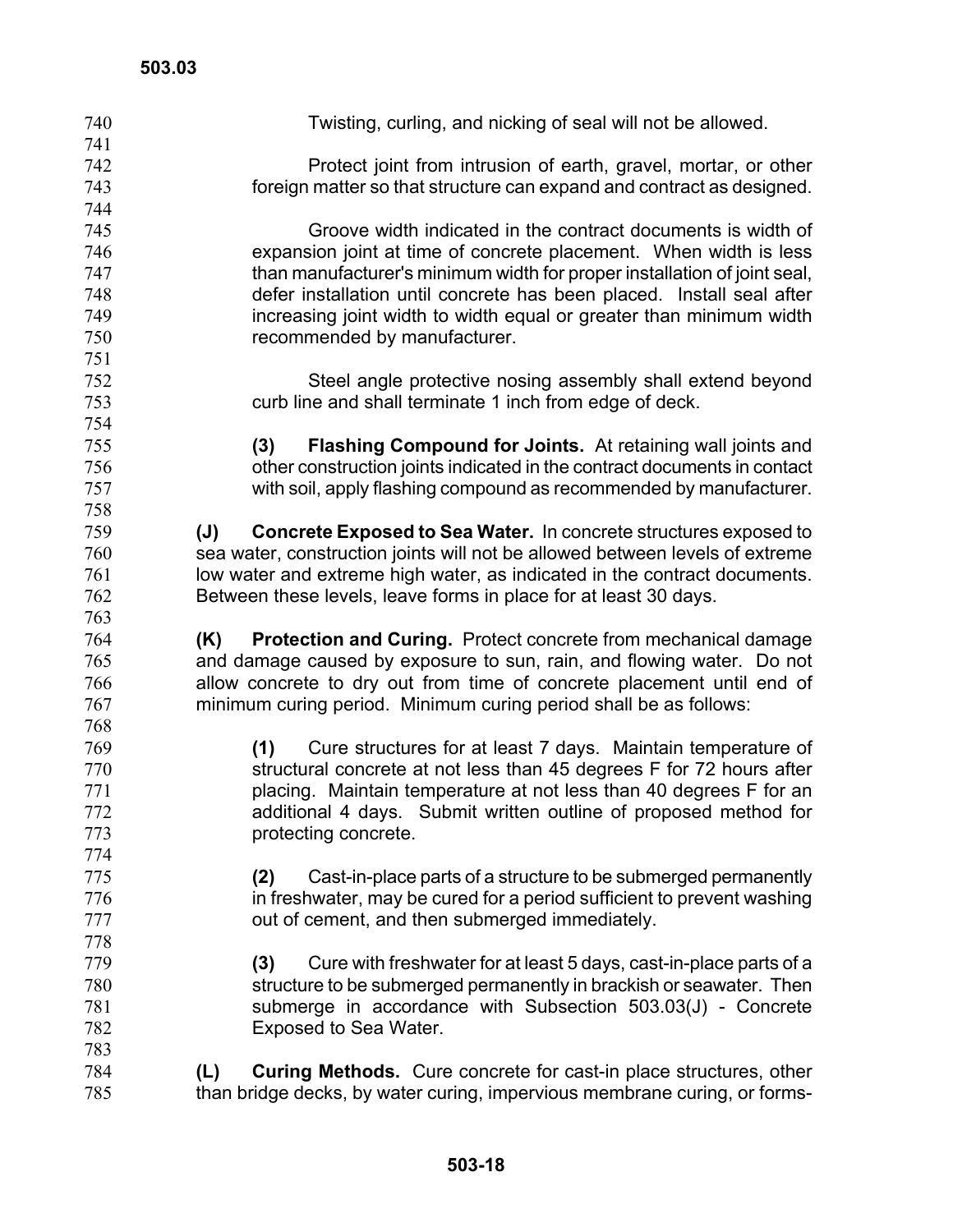Twisting, curling, and nicking of seal will not be allowed.

Protect joint from intrusion of earth, gravel, mortar, or other foreign matter so that structure can expand and contract as designed.

Groove width indicated in the contract documents is width of expansion joint at time of concrete placement. When width is less than manufacturer's minimum width for proper installation of joint seal, defer installation until concrete has been placed. Install seal after increasing joint width to width equal or greater than minimum width recommended by manufacturer.

Steel angle protective nosing assembly shall extend beyond curb line and shall terminate 1 inch from edge of deck.

**(3) Flashing Compound for Joints.** At retaining wall joints and other construction joints indicated in the contract documents in contact with soil, apply flashing compound as recommended by manufacturer.

**(J) Concrete Exposed to Sea Water.** In concrete structures exposed to sea water, construction joints will not be allowed between levels of extreme low water and extreme high water, as indicated in the contract documents. Between these levels, leave forms in place for at least 30 days.

**(K) Protection and Curing.** Protect concrete from mechanical damage and damage caused by exposure to sun, rain, and flowing water. Do not allow concrete to dry out from time of concrete placement until end of minimum curing period. Minimum curing period shall be as follows:

**(1)** Cure structures for at least 7 days. Maintain temperature of structural concrete at not less than 45 degrees F for 72 hours after placing. Maintain temperature at not less than 40 degrees F for an additional 4 days. Submit written outline of proposed method for protecting concrete.

**(2)** Cast-in-place parts of a structure to be submerged permanently in freshwater, may be cured for a period sufficient to prevent washing out of cement, and then submerged immediately.

**(3)** Cure with freshwater for at least 5 days, cast-in-place parts of a structure to be submerged permanently in brackish or seawater. Then submerge in accordance with Subsection 503.03(J) - Concrete Exposed to Sea Water.

**(L) Curing Methods.** Cure concrete for cast-in place structures, other than bridge decks, by water curing, impervious membrane curing, or forms-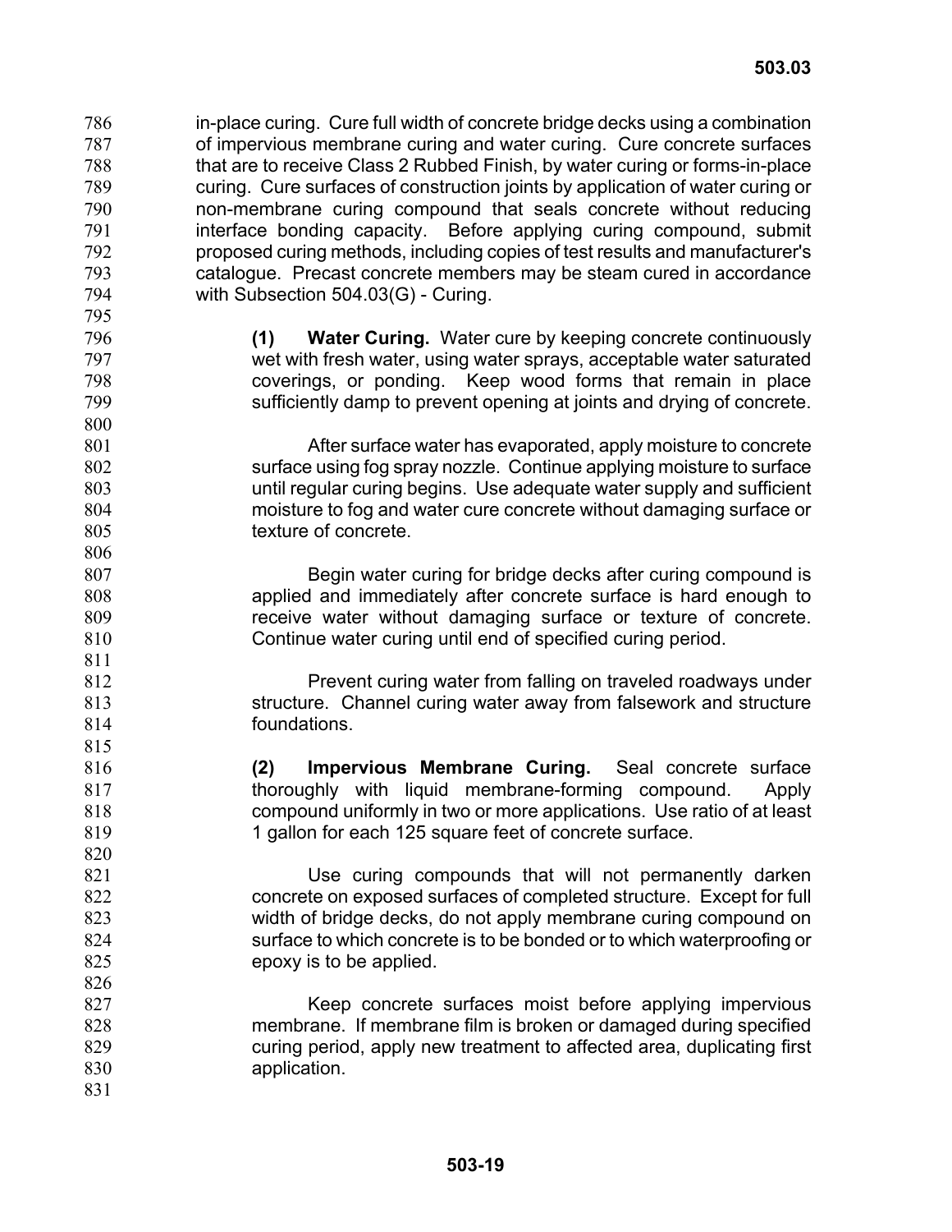in-place curing. Cure full width of concrete bridge decks using a combination of impervious membrane curing and water curing. Cure concrete surfaces that are to receive Class 2 Rubbed Finish, by water curing or forms-in-place curing. Cure surfaces of construction joints by application of water curing or non-membrane curing compound that seals concrete without reducing interface bonding capacity. Before applying curing compound, submit proposed curing methods, including copies of test results and manufacturer's catalogue. Precast concrete members may be steam cured in accordance with Subsection 504.03(G) - Curing.

**(1) Water Curing.** Water cure by keeping concrete continuously wet with fresh water, using water sprays, acceptable water saturated coverings, or ponding. Keep wood forms that remain in place sufficiently damp to prevent opening at joints and drying of concrete.

After surface water has evaporated, apply moisture to concrete surface using fog spray nozzle. Continue applying moisture to surface until regular curing begins. Use adequate water supply and sufficient moisture to fog and water cure concrete without damaging surface or texture of concrete.

Begin water curing for bridge decks after curing compound is applied and immediately after concrete surface is hard enough to receive water without damaging surface or texture of concrete. Continue water curing until end of specified curing period.

Prevent curing water from falling on traveled roadways under structure. Channel curing water away from falsework and structure foundations.

**(2) Impervious Membrane Curing.** Seal concrete surface thoroughly with liquid membrane-forming compound. Apply compound uniformly in two or more applications. Use ratio of at least 1 gallon for each 125 square feet of concrete surface.

Use curing compounds that will not permanently darken concrete on exposed surfaces of completed structure. Except for full width of bridge decks, do not apply membrane curing compound on surface to which concrete is to be bonded or to which waterproofing or epoxy is to be applied.

Keep concrete surfaces moist before applying impervious membrane. If membrane film is broken or damaged during specified curing period, apply new treatment to affected area, duplicating first application.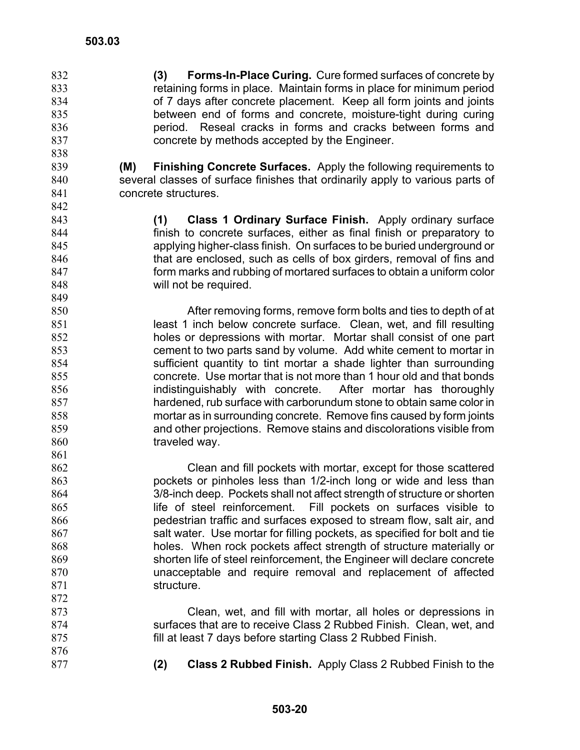**(3) Forms-In-Place Curing.** Cure formed surfaces of concrete by retaining forms in place. Maintain forms in place for minimum period of 7 days after concrete placement. Keep all form joints and joints between end of forms and concrete, moisture-tight during curing period. Reseal cracks in forms and cracks between forms and concrete by methods accepted by the Engineer.

**(M) Finishing Concrete Surfaces.** Apply the following requirements to several classes of surface finishes that ordinarily apply to various parts of concrete structures.

**(1) Class 1 Ordinary Surface Finish.** Apply ordinary surface finish to concrete surfaces, either as final finish or preparatory to applying higher-class finish. On surfaces to be buried underground or that are enclosed, such as cells of box girders, removal of fins and form marks and rubbing of mortared surfaces to obtain a uniform color will not be required.

After removing forms, remove form bolts and ties to depth of at least 1 inch below concrete surface. Clean, wet, and fill resulting holes or depressions with mortar. Mortar shall consist of one part cement to two parts sand by volume. Add white cement to mortar in sufficient quantity to tint mortar a shade lighter than surrounding concrete. Use mortar that is not more than 1 hour old and that bonds indistinguishably with concrete. After mortar has thoroughly hardened, rub surface with carborundum stone to obtain same color in mortar as in surrounding concrete. Remove fins caused by form joints and other projections. Remove stains and discolorations visible from traveled way.

Clean and fill pockets with mortar, except for those scattered pockets or pinholes less than 1/2-inch long or wide and less than 3/8-inch deep. Pockets shall not affect strength of structure or shorten life of steel reinforcement. Fill pockets on surfaces visible to pedestrian traffic and surfaces exposed to stream flow, salt air, and salt water. Use mortar for filling pockets, as specified for bolt and tie holes. When rock pockets affect strength of structure materially or shorten life of steel reinforcement, the Engineer will declare concrete unacceptable and require removal and replacement of affected structure.

Clean, wet, and fill with mortar, all holes or depressions in surfaces that are to receive Class 2 Rubbed Finish. Clean, wet, and fill at least 7 days before starting Class 2 Rubbed Finish.

**(2) Class 2 Rubbed Finish.** Apply Class 2 Rubbed Finish to the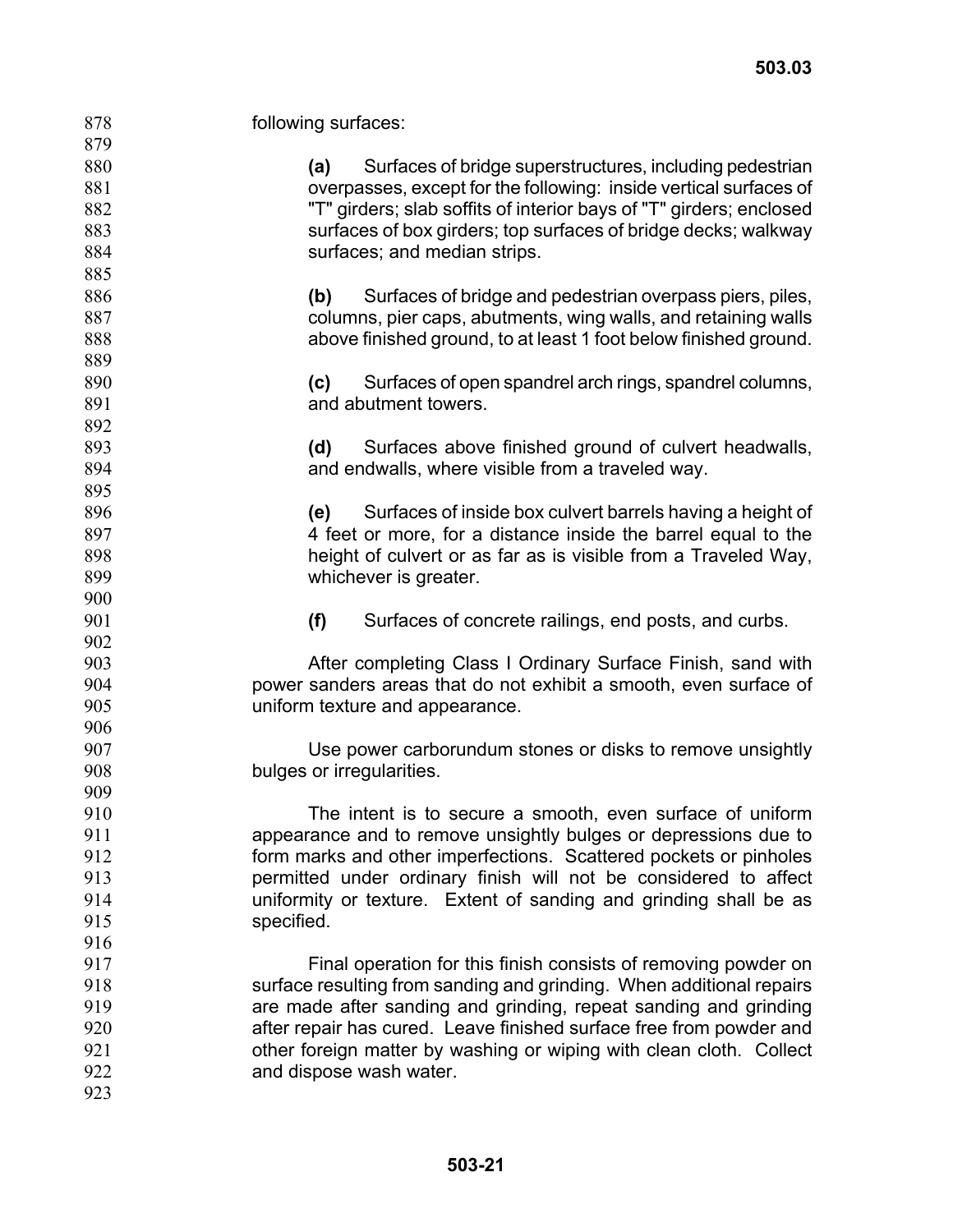following surfaces:

**(a)** Surfaces of bridge superstructures, including pedestrian overpasses, except for the following: inside vertical surfaces of "T" girders; slab soffits of interior bays of "T" girders; enclosed surfaces of box girders; top surfaces of bridge decks; walkway surfaces; and median strips.

**(b)** Surfaces of bridge and pedestrian overpass piers, piles, columns, pier caps, abutments, wing walls, and retaining walls above finished ground, to at least 1 foot below finished ground.

**(c)** Surfaces of open spandrel arch rings, spandrel columns, and abutment towers.

**(d)** Surfaces above finished ground of culvert headwalls, and endwalls, where visible from a traveled way.

**(e)** Surfaces of inside box culvert barrels having a height of 4 feet or more, for a distance inside the barrel equal to the height of culvert or as far as is visible from a Traveled Way, whichever is greater.

**(f)** Surfaces of concrete railings, end posts, and curbs.

After completing Class I Ordinary Surface Finish, sand with power sanders areas that do not exhibit a smooth, even surface of uniform texture and appearance.

Use power carborundum stones or disks to remove unsightly bulges or irregularities.

The intent is to secure a smooth, even surface of uniform appearance and to remove unsightly bulges or depressions due to form marks and other imperfections. Scattered pockets or pinholes permitted under ordinary finish will not be considered to affect uniformity or texture. Extent of sanding and grinding shall be as specified.

Final operation for this finish consists of removing powder on surface resulting from sanding and grinding. When additional repairs are made after sanding and grinding, repeat sanding and grinding after repair has cured. Leave finished surface free from powder and other foreign matter by washing or wiping with clean cloth. Collect and dispose wash water.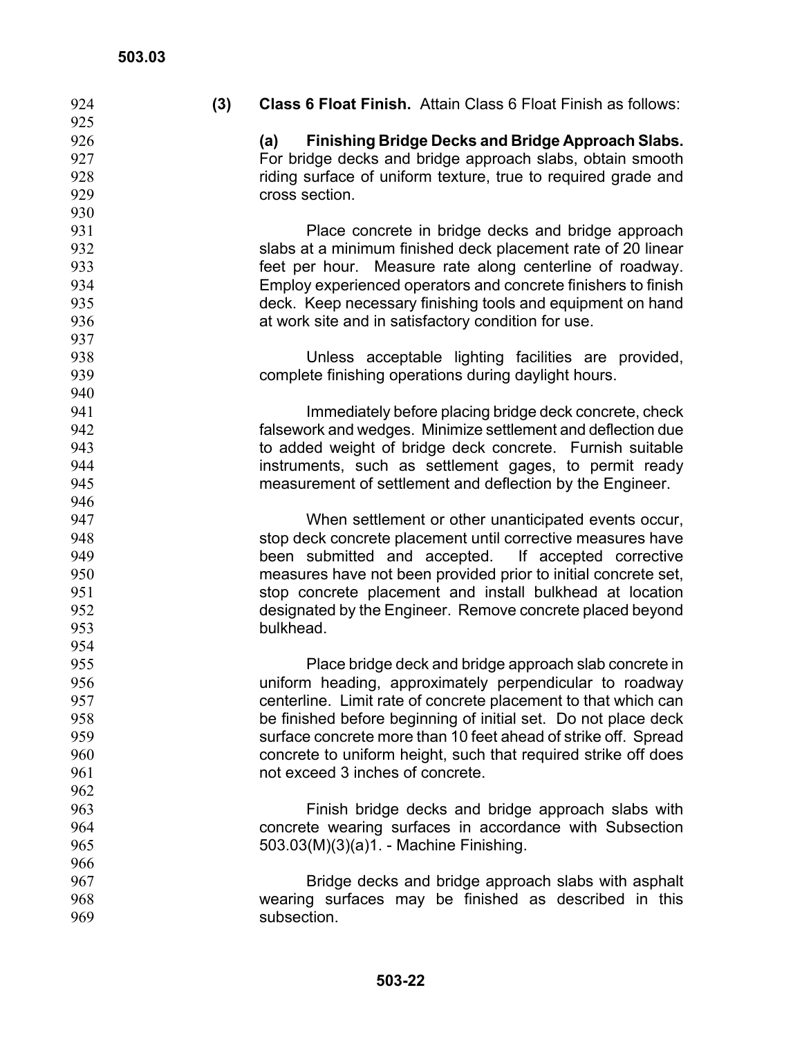**(3) Class 6 Float Finish.** Attain Class 6 Float Finish as follows:

**(a) Finishing Bridge Decks and Bridge Approach Slabs.** For bridge decks and bridge approach slabs, obtain smooth riding surface of uniform texture, true to required grade and cross section.

Place concrete in bridge decks and bridge approach slabs at a minimum finished deck placement rate of 20 linear feet per hour. Measure rate along centerline of roadway. Employ experienced operators and concrete finishers to finish deck. Keep necessary finishing tools and equipment on hand at work site and in satisfactory condition for use.

Unless acceptable lighting facilities are provided, complete finishing operations during daylight hours.

Immediately before placing bridge deck concrete, check falsework and wedges. Minimize settlement and deflection due to added weight of bridge deck concrete. Furnish suitable instruments, such as settlement gages, to permit ready measurement of settlement and deflection by the Engineer.

When settlement or other unanticipated events occur, stop deck concrete placement until corrective measures have been submitted and accepted. If accepted corrective measures have not been provided prior to initial concrete set, stop concrete placement and install bulkhead at location designated by the Engineer. Remove concrete placed beyond bulkhead.

Place bridge deck and bridge approach slab concrete in uniform heading, approximately perpendicular to roadway centerline. Limit rate of concrete placement to that which can be finished before beginning of initial set. Do not place deck surface concrete more than 10 feet ahead of strike off. Spread concrete to uniform height, such that required strike off does not exceed 3 inches of concrete.

Finish bridge decks and bridge approach slabs with concrete wearing surfaces in accordance with Subsection 503.03(M)(3)(a)1. - Machine Finishing.

Bridge decks and bridge approach slabs with asphalt wearing surfaces may be finished as described in this subsection.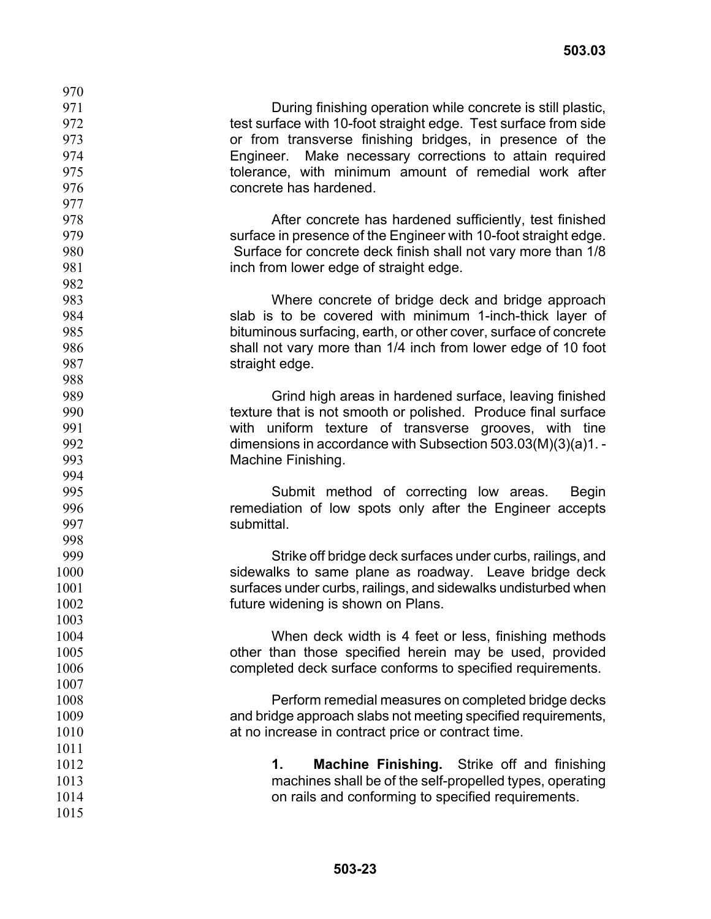During finishing operation while concrete is still plastic, test surface with 10-foot straight edge. Test surface from side or from transverse finishing bridges, in presence of the Engineer. Make necessary corrections to attain required tolerance, with minimum amount of remedial work after concrete has hardened.

After concrete has hardened sufficiently, test finished surface in presence of the Engineer with 10-foot straight edge. Surface for concrete deck finish shall not vary more than 1/8 inch from lower edge of straight edge.

Where concrete of bridge deck and bridge approach slab is to be covered with minimum 1-inch-thick layer of bituminous surfacing, earth, or other cover, surface of concrete shall not vary more than 1/4 inch from lower edge of 10 foot straight edge.

Grind high areas in hardened surface, leaving finished texture that is not smooth or polished. Produce final surface with uniform texture of transverse grooves, with tine dimensions in accordance with Subsection 503.03(M)(3)(a)1. - Machine Finishing.

Submit method of correcting low areas. Begin remediation of low spots only after the Engineer accepts submittal.

Strike off bridge deck surfaces under curbs, railings, and sidewalks to same plane as roadway. Leave bridge deck surfaces under curbs, railings, and sidewalks undisturbed when future widening is shown on Plans.

When deck width is 4 feet or less, finishing methods other than those specified herein may be used, provided completed deck surface conforms to specified requirements.

Perform remedial measures on completed bridge decks and bridge approach slabs not meeting specified requirements, at no increase in contract price or contract time.

**1. Machine Finishing.** Strike off and finishing machines shall be of the self-propelled types, operating on rails and conforming to specified requirements.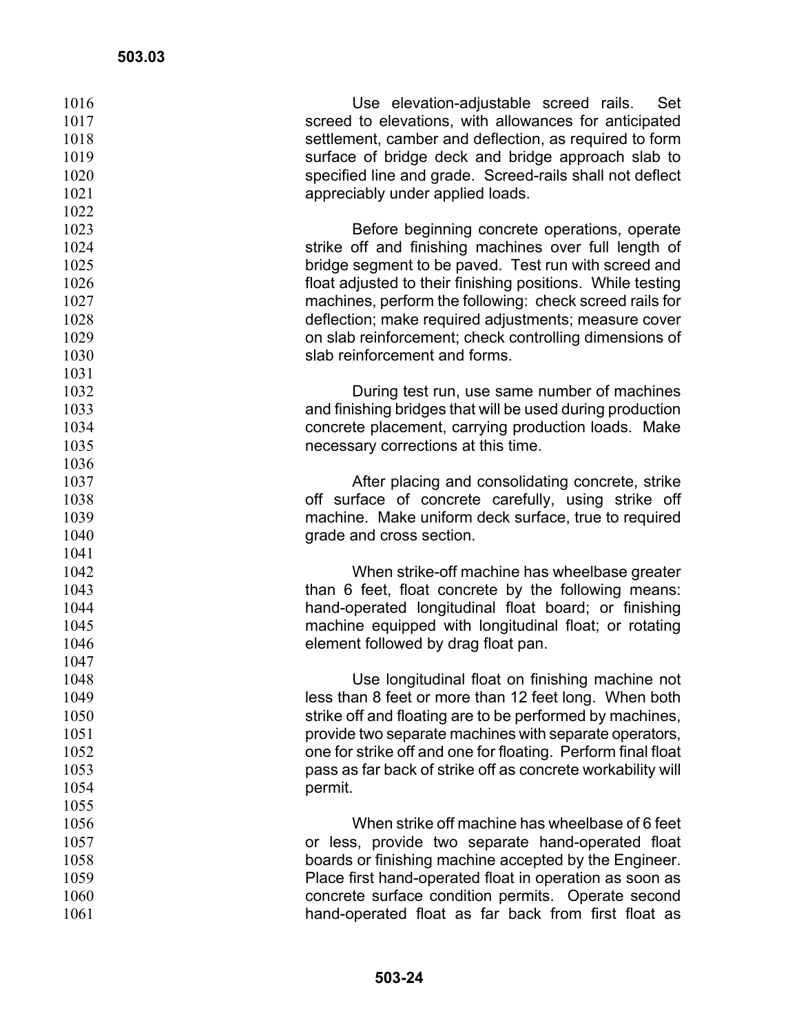Use elevation-adjustable screed rails. Set screed to elevations, with allowances for anticipated settlement, camber and deflection, as required to form surface of bridge deck and bridge approach slab to specified line and grade. Screed-rails shall not deflect appreciably under applied loads.

Before beginning concrete operations, operate strike off and finishing machines over full length of bridge segment to be paved. Test run with screed and float adjusted to their finishing positions. While testing machines, perform the following: check screed rails for deflection; make required adjustments; measure cover on slab reinforcement; check controlling dimensions of slab reinforcement and forms.

During test run, use same number of machines and finishing bridges that will be used during production concrete placement, carrying production loads. Make necessary corrections at this time.

After placing and consolidating concrete, strike off surface of concrete carefully, using strike off machine. Make uniform deck surface, true to required grade and cross section.

When strike-off machine has wheelbase greater than 6 feet, float concrete by the following means: hand-operated longitudinal float board; or finishing machine equipped with longitudinal float; or rotating element followed by drag float pan.

Use longitudinal float on finishing machine not less than 8 feet or more than 12 feet long. When both strike off and floating are to be performed by machines, provide two separate machines with separate operators, one for strike off and one for floating. Perform final float pass as far back of strike off as concrete workability will permit.

When strike off machine has wheelbase of 6 feet or less, provide two separate hand-operated float boards or finishing machine accepted by the Engineer. Place first hand-operated float in operation as soon as concrete surface condition permits. Operate second hand-operated float as far back from first float as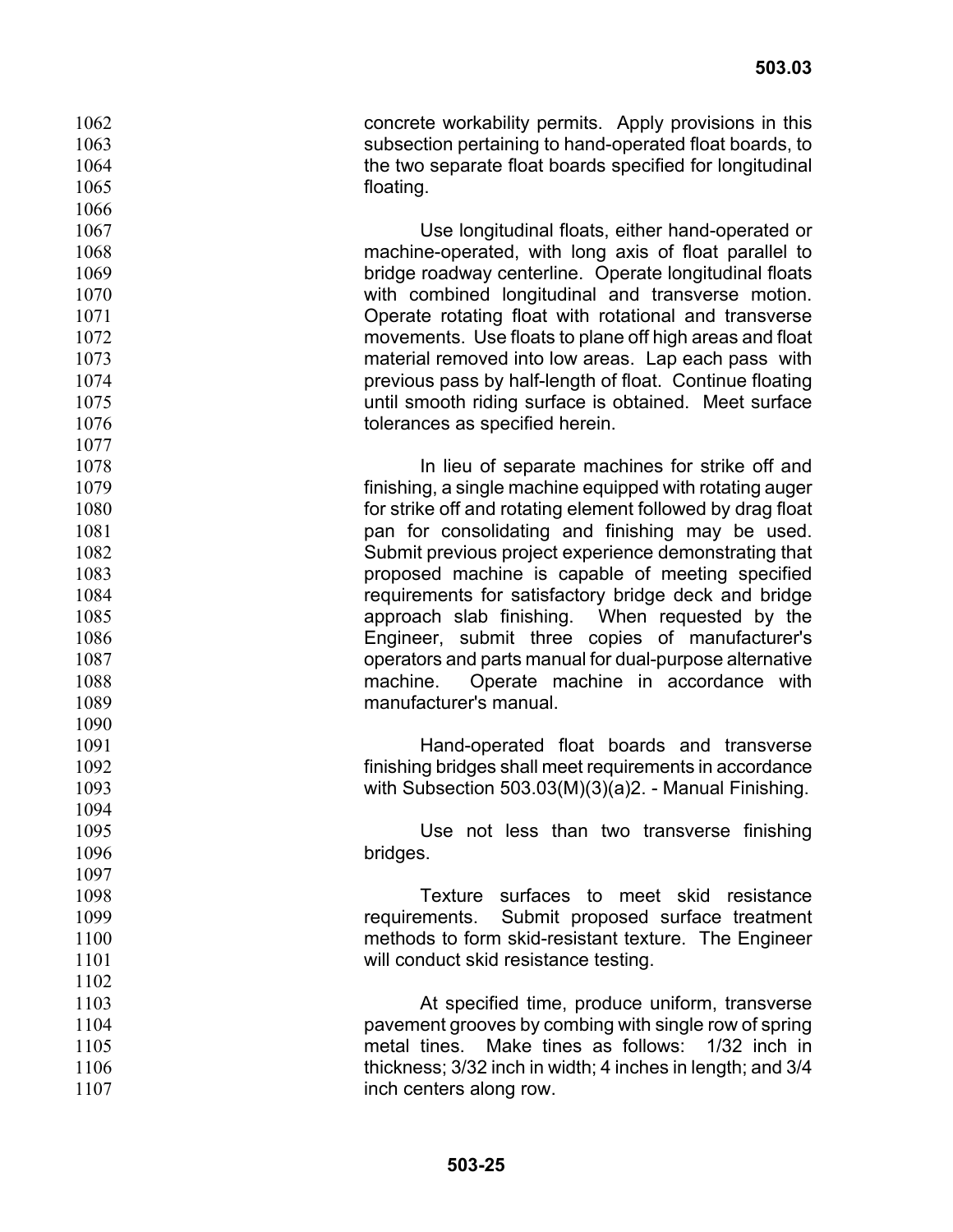concrete workability permits. Apply provisions in this subsection pertaining to hand-operated float boards, to the two separate float boards specified for longitudinal floating.

Use longitudinal floats, either hand-operated or machine-operated, with long axis of float parallel to bridge roadway centerline. Operate longitudinal floats with combined longitudinal and transverse motion. Operate rotating float with rotational and transverse movements. Use floats to plane off high areas and float material removed into low areas. Lap each pass with previous pass by half-length of float. Continue floating until smooth riding surface is obtained. Meet surface tolerances as specified herein.

In lieu of separate machines for strike off and finishing, a single machine equipped with rotating auger for strike off and rotating element followed by drag float pan for consolidating and finishing may be used. Submit previous project experience demonstrating that proposed machine is capable of meeting specified requirements for satisfactory bridge deck and bridge approach slab finishing. When requested by the Engineer, submit three copies of manufacturer's operators and parts manual for dual-purpose alternative machine. Operate machine in accordance with manufacturer's manual.

Hand-operated float boards and transverse finishing bridges shall meet requirements in accordance with Subsection 503.03(M)(3)(a)2. - Manual Finishing.

Use not less than two transverse finishing bridges.

Texture surfaces to meet skid resistance requirements. Submit proposed surface treatment methods to form skid-resistant texture. The Engineer will conduct skid resistance testing.

At specified time, produce uniform, transverse pavement grooves by combing with single row of spring metal tines. Make tines as follows: 1/32 inch in thickness; 3/32 inch in width; 4 inches in length; and 3/4 inch centers along row.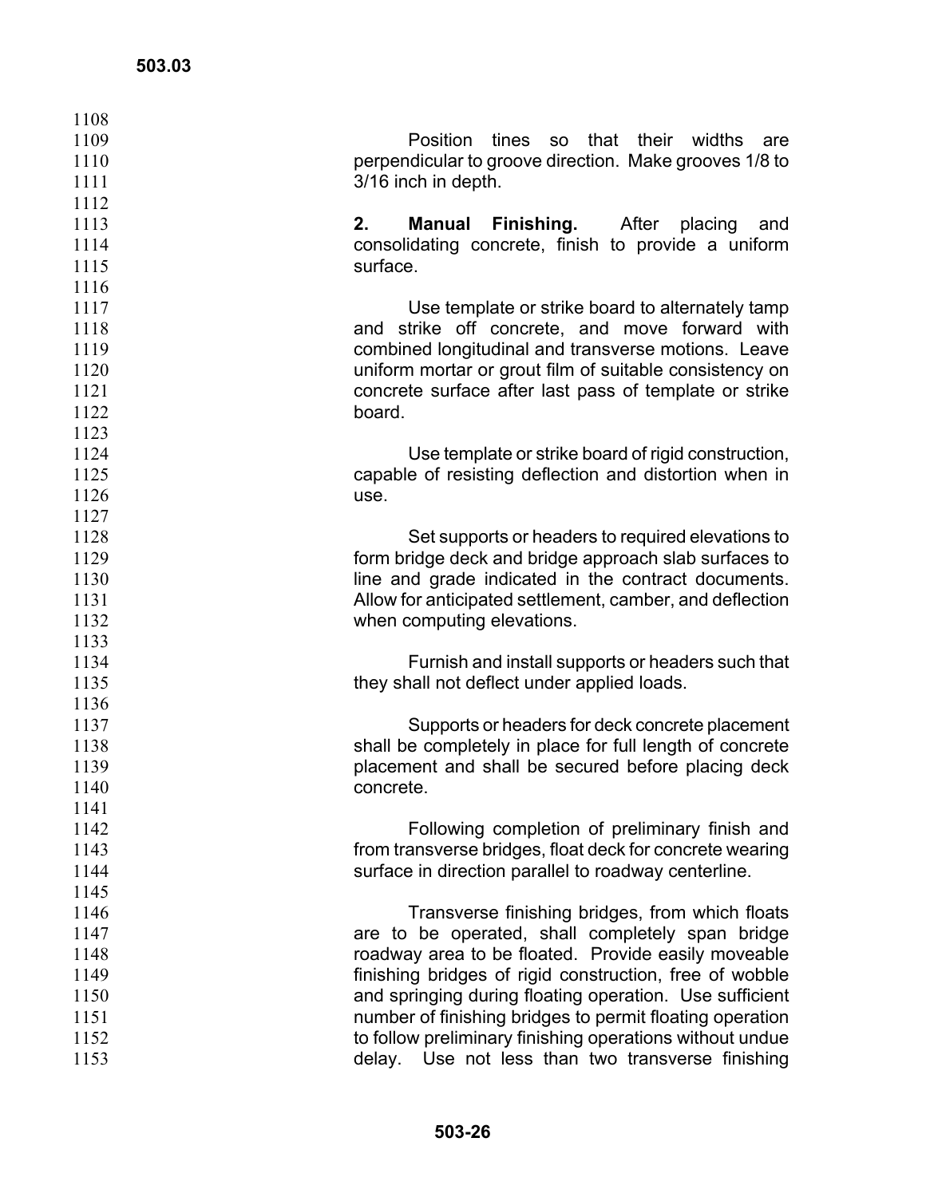Position tines so that their widths are perpendicular to groove direction. Make grooves 1/8 to 3/16 inch in depth.

**2. Manual Finishing.** After placing and consolidating concrete, finish to provide a uniform surface.

Use template or strike board to alternately tamp and strike off concrete, and move forward with combined longitudinal and transverse motions. Leave uniform mortar or grout film of suitable consistency on concrete surface after last pass of template or strike board.

Use template or strike board of rigid construction, capable of resisting deflection and distortion when in use.

Set supports or headers to required elevations to form bridge deck and bridge approach slab surfaces to line and grade indicated in the contract documents. Allow for anticipated settlement, camber, and deflection when computing elevations.

Furnish and install supports or headers such that they shall not deflect under applied loads.

Supports or headers for deck concrete placement shall be completely in place for full length of concrete placement and shall be secured before placing deck concrete.

Following completion of preliminary finish and from transverse bridges, float deck for concrete wearing surface in direction parallel to roadway centerline.

Transverse finishing bridges, from which floats are to be operated, shall completely span bridge roadway area to be floated. Provide easily moveable finishing bridges of rigid construction, free of wobble and springing during floating operation. Use sufficient number of finishing bridges to permit floating operation to follow preliminary finishing operations without undue delay. Use not less than two transverse finishing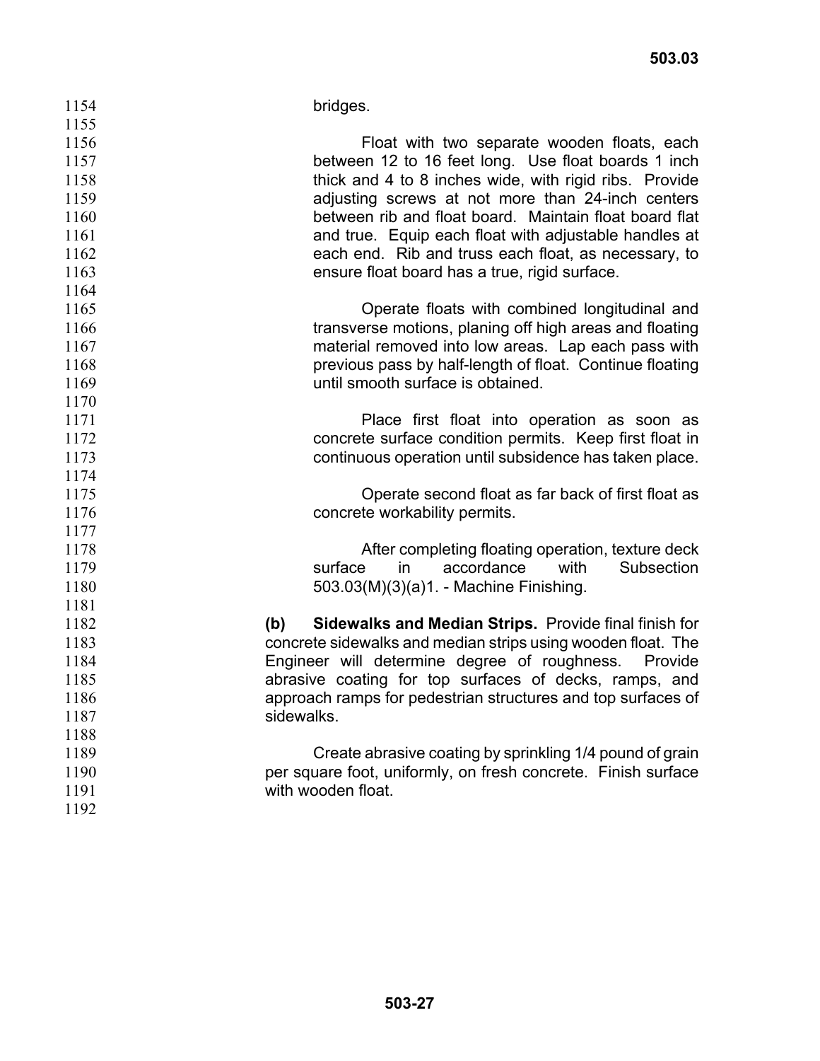bridges.

Float with two separate wooden floats, each between 12 to 16 feet long. Use float boards 1 inch thick and 4 to 8 inches wide, with rigid ribs. Provide adjusting screws at not more than 24-inch centers between rib and float board. Maintain float board flat and true. Equip each float with adjustable handles at each end. Rib and truss each float, as necessary, to ensure float board has a true, rigid surface.

Operate floats with combined longitudinal and transverse motions, planing off high areas and floating material removed into low areas. Lap each pass with previous pass by half-length of float. Continue floating until smooth surface is obtained.

Place first float into operation as soon as concrete surface condition permits. Keep first float in continuous operation until subsidence has taken place.

Operate second float as far back of first float as concrete workability permits.

After completing floating operation, texture deck surface in accordance with Subsection 503.03(M)(3)(a)1. - Machine Finishing.

**(b) Sidewalks and Median Strips.** Provide final finish for concrete sidewalks and median strips using wooden float. The Engineer will determine degree of roughness. Provide abrasive coating for top surfaces of decks, ramps, and approach ramps for pedestrian structures and top surfaces of sidewalks.

Create abrasive coating by sprinkling 1/4 pound of grain per square foot, uniformly, on fresh concrete. Finish surface with wooden float.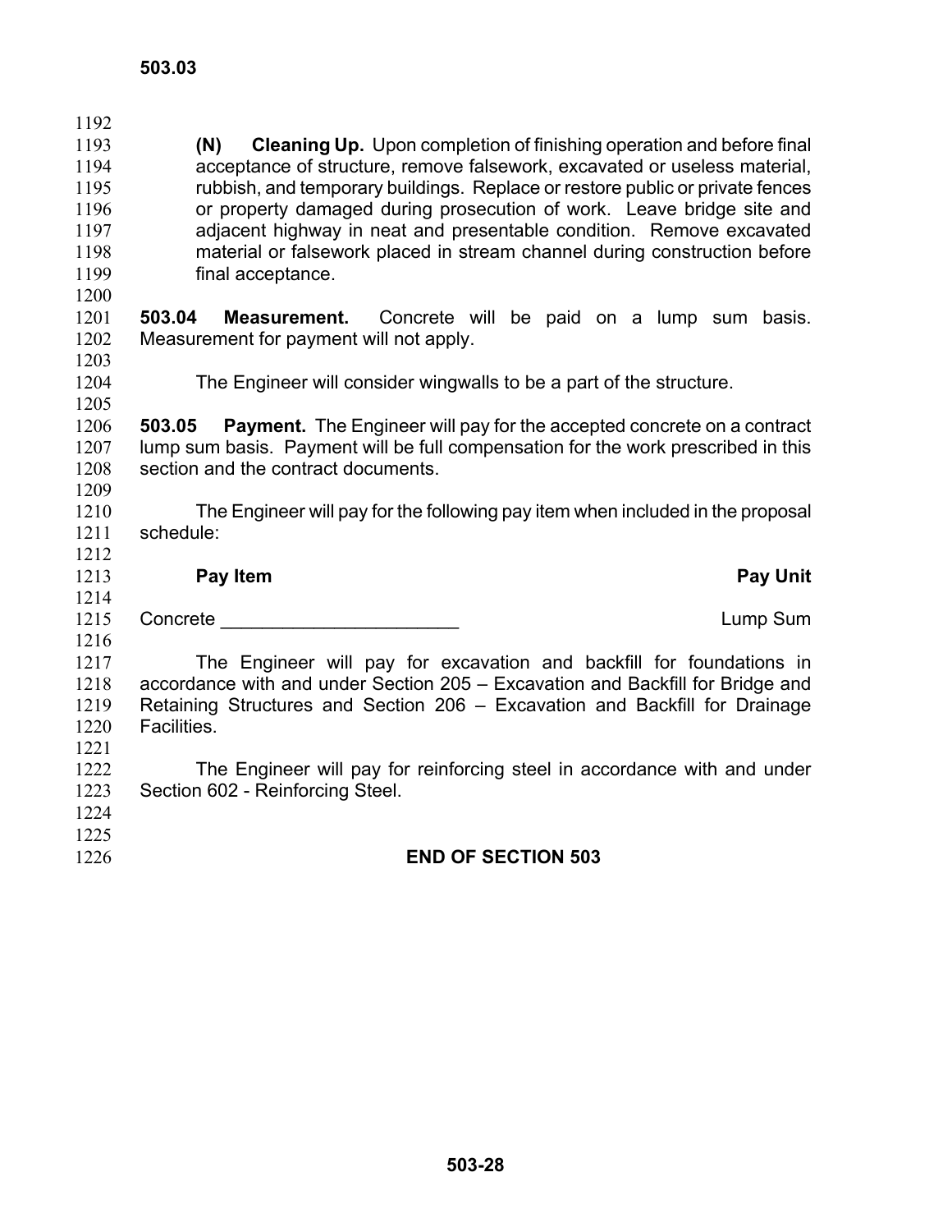**(N) Cleaning Up.** Upon completion of finishing operation and before final acceptance of structure, remove falsework, excavated or useless material, rubbish, and temporary buildings. Replace or restore public or private fences or property damaged during prosecution of work. Leave bridge site and adjacent highway in neat and presentable condition. Remove excavated material or falsework placed in stream channel during construction before final acceptance.

**503.04 Measurement.** Concrete will be paid on a lump sum basis. Measurement for payment will not apply.

The Engineer will consider wingwalls to be a part of the structure.

**503.05 Payment.** The Engineer will pay for the accepted concrete on a contract lump sum basis. Payment will be full compensation for the work prescribed in this section and the contract documents.

The Engineer will pay for the following pay item when included in the proposal schedule:

| Pay Item | Pay Unit |
|---|---|
| Concrete _______________________ | Lump Sum |

The Engineer will pay for excavation and backfill for foundations in accordance with and under Section 205 – Excavation and Backfill for Bridge and Retaining Structures and Section 206 – Excavation and Backfill for Drainage Facilities.

The Engineer will pay for reinforcing steel in accordance with and under Section 602 - Reinforcing Steel.

**END OF SECTION 503**